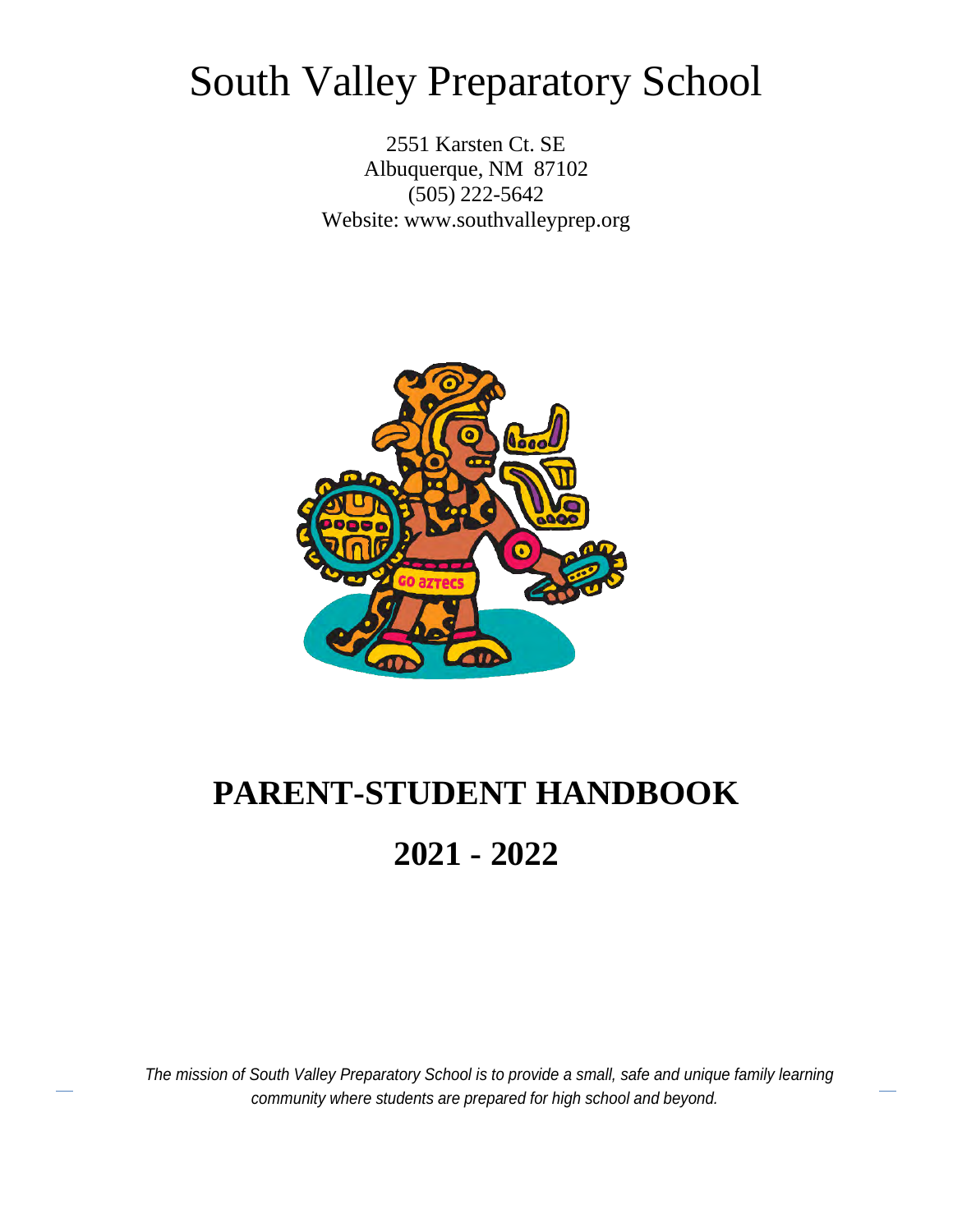# South Valley Preparatory School

2551 Karsten Ct. SE
Albuquerque, NM 87102
(505) 222-5642
Website: www.southvalleyprep.org

# PARENT-STUDENT HANDBOOK

# 2021 - 2022

*The mission of South Valley Preparatory School is to provide a small, safe and unique family learning community where students are prepared for high school and beyond.*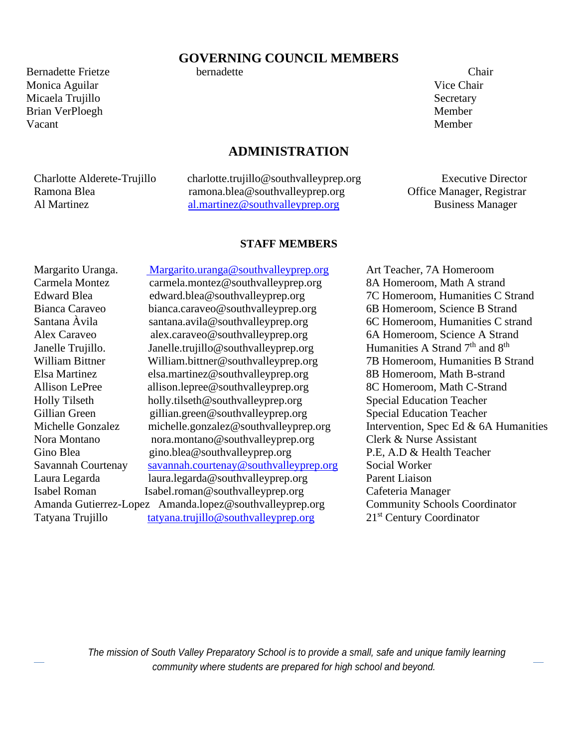## GOVERNING COUNCIL MEMBERS

| | | |
|---|---|---|
| Bernadette Frietze | bernadette | Chair |
| Monica Aguilar | | Vice Chair |
| Micaela Trujillo | | Secretary |
| Brian VerPloegh | | Member |
| Vacant | | Member |

## ADMINISTRATION

| | | |
|---|---|---|
| Charlotte Alderete-Trujillo | charlotte.trujillo@southvalleyprep.org | Executive Director |
| Ramona Blea | ramona.blea@southvalleyprep.org | Office Manager, Registrar |
| Al Martinez | al.martinez@southvalleyprep.org | Business Manager |

### STAFF MEMBERS

| | | |
|---|---|---|
| Margarito Uranga. | Margarito.uranga@southvalleyprep.org | Art Teacher, 7A Homeroom |
| Carmela Montez | carmela.montez@southvalleyprep.org | 8A Homeroom, Math A strand |
| Edward Blea | edward.blea@southvalleyprep.org | 7C Homeroom, Humanities C Strand |
| Bianca Caraveo | bianca.caraveo@southvalleyprep.org | 6B Homeroom, Science B Strand |
| Santana Àvila | santana.avila@southvalleyprep.org | 6C Homeroom, Humanities C strand |
| Alex Caraveo | alex.caraveo@southvalleyprep.org | 6A Homeroom, Science A Strand |
| Janelle Trujillo. | Janelle.trujillo@southvalleyprep.org | Humanities A Strand 7th and 8th |
| William Bittner | William.bittner@southvalleyprep.org | 7B Homeroom, Humanities B Strand |
| Elsa Martinez | elsa.martinez@southvalleyprep.org | 8B Homeroom, Math B-strand |
| Allison LePree | allison.lepree@southvalleyprep.org | 8C Homeroom, Math C-Strand |
| Holly Tilseth | holly.tilseth@southvalleyprep.org | Special Education Teacher |
| Gillian Green | gillian.green@southvalleyprep.org | Special Education Teacher |
| Michelle Gonzalez | michelle.gonzalez@southvalleyprep.org | Intervention, Spec Ed & 6A Humanities |
| Nora Montano | nora.montano@southvalleyprep.org | Clerk & Nurse Assistant |
| Gino Blea | gino.blea@southvalleyprep.org | P.E, A.D & Health Teacher |
| Savannah Courtenay | savannah.courtenay@southvalleyprep.org | Social Worker |
| Laura Legarda | laura.legarda@southvalleyprep.org | Parent Liaison |
| Isabel Roman | Isabel.roman@southvalleyprep.org | Cafeteria Manager |
| Amanda Gutierrez-Lopez | Amanda.lopez@southvalleyprep.org | Community Schools Coordinator |
| Tatyana Trujillo | tatyana.trujillo@southvalleyprep.org | 21st Century Coordinator |

*The mission of South Valley Preparatory School is to provide a small, safe and unique family learning community where students are prepared for high school and beyond.*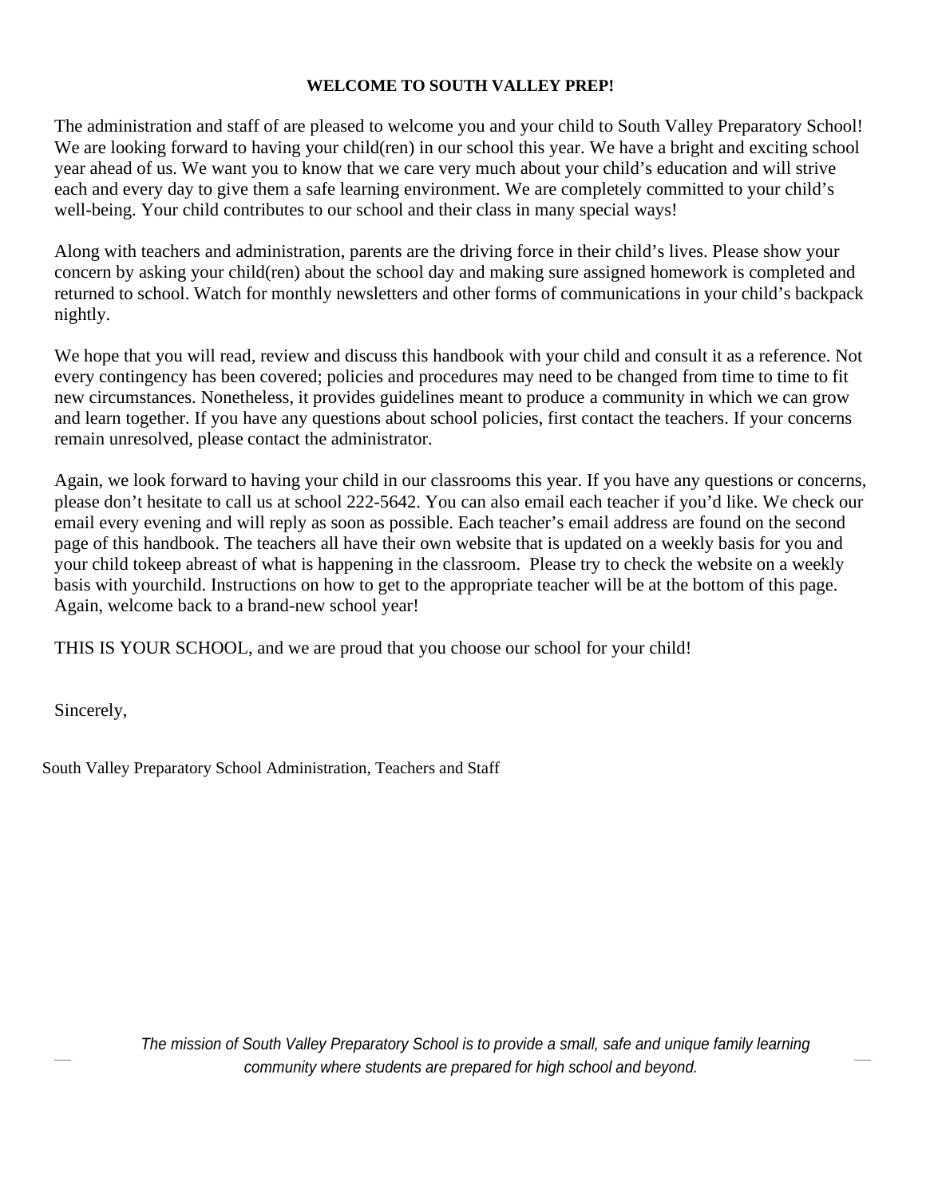**WELCOME TO SOUTH VALLEY PREP!**

The administration and staff of are pleased to welcome you and your child to South Valley Preparatory School! We are looking forward to having your child(ren) in our school this year. We have a bright and exciting school year ahead of us. We want you to know that we care very much about your child's education and will strive each and every day to give them a safe learning environment. We are completely committed to your child's well-being. Your child contributes to our school and their class in many special ways!

Along with teachers and administration, parents are the driving force in their child's lives. Please show your concern by asking your child(ren) about the school day and making sure assigned homework is completed and returned to school. Watch for monthly newsletters and other forms of communications in your child's backpack nightly.

We hope that you will read, review and discuss this handbook with your child and consult it as a reference. Not every contingency has been covered; policies and procedures may need to be changed from time to time to fit new circumstances. Nonetheless, it provides guidelines meant to produce a community in which we can grow and learn together. If you have any questions about school policies, first contact the teachers. If your concerns remain unresolved, please contact the administrator.

Again, we look forward to having your child in our classrooms this year. If you have any questions or concerns, please don't hesitate to call us at school 222-5642. You can also email each teacher if you'd like. We check our email every evening and will reply as soon as possible. Each teacher's email address are found on the second page of this handbook. The teachers all have their own website that is updated on a weekly basis for you and your child tokeep abreast of what is happening in the classroom. Please try to check the website on a weekly basis with yourchild. Instructions on how to get to the appropriate teacher will be at the bottom of this page. Again, welcome back to a brand-new school year!

THIS IS YOUR SCHOOL, and we are proud that you choose our school for your child!

Sincerely,

South Valley Preparatory School Administration, Teachers and Staff

*The mission of South Valley Preparatory School is to provide a small, safe and unique family learning community where students are prepared for high school and beyond.*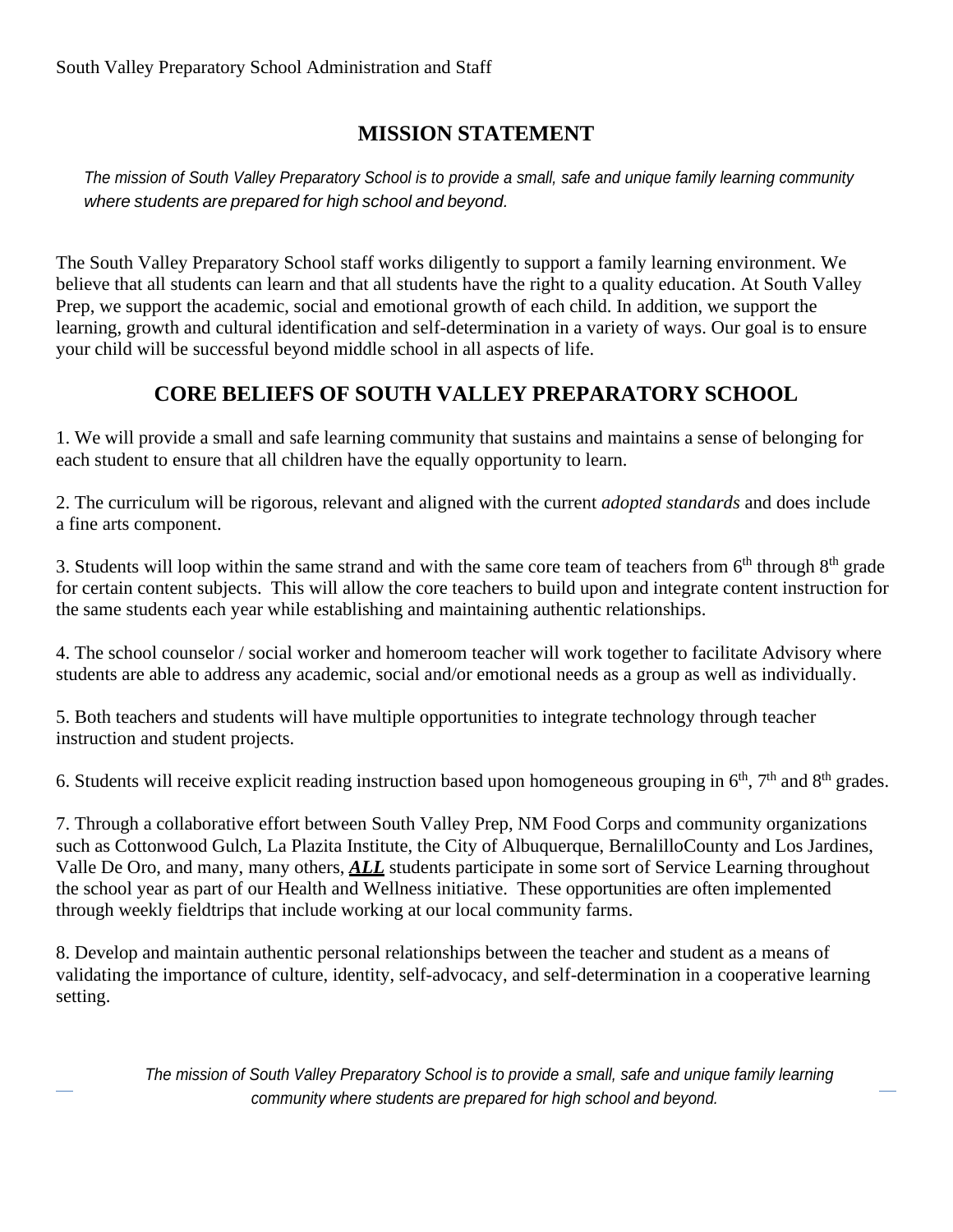South Valley Preparatory School Administration and Staff

## MISSION STATEMENT

*The mission of South Valley Preparatory School is to provide a small, safe and unique family learning community where students are prepared for high school and beyond.*

The South Valley Preparatory School staff works diligently to support a family learning environment. We believe that all students can learn and that all students have the right to a quality education. At South Valley Prep, we support the academic, social and emotional growth of each child. In addition, we support the learning, growth and cultural identification and self-determination in a variety of ways. Our goal is to ensure your child will be successful beyond middle school in all aspects of life.

## CORE BELIEFS OF SOUTH VALLEY PREPARATORY SCHOOL

1. We will provide a small and safe learning community that sustains and maintains a sense of belonging for each student to ensure that all children have the equally opportunity to learn.

2. The curriculum will be rigorous, relevant and aligned with the current *adopted standards* and does include a fine arts component.

3. Students will loop within the same strand and with the same core team of teachers from 6th through 8th grade for certain content subjects. This will allow the core teachers to build upon and integrate content instruction for the same students each year while establishing and maintaining authentic relationships.

4. The school counselor / social worker and homeroom teacher will work together to facilitate Advisory where students are able to address any academic, social and/or emotional needs as a group as well as individually.

5. Both teachers and students will have multiple opportunities to integrate technology through teacher instruction and student projects.

6. Students will receive explicit reading instruction based upon homogeneous grouping in 6th, 7th and 8th grades.

7. Through a collaborative effort between South Valley Prep, NM Food Corps and community organizations such as Cottonwood Gulch, La Plazita Institute, the City of Albuquerque, BernalilloCounty and Los Jardines, Valle De Oro, and many, many others, ***ALL*** students participate in some sort of Service Learning throughout the school year as part of our Health and Wellness initiative. These opportunities are often implemented through weekly fieldtrips that include working at our local community farms.

8. Develop and maintain authentic personal relationships between the teacher and student as a means of validating the importance of culture, identity, self-advocacy, and self-determination in a cooperative learning setting.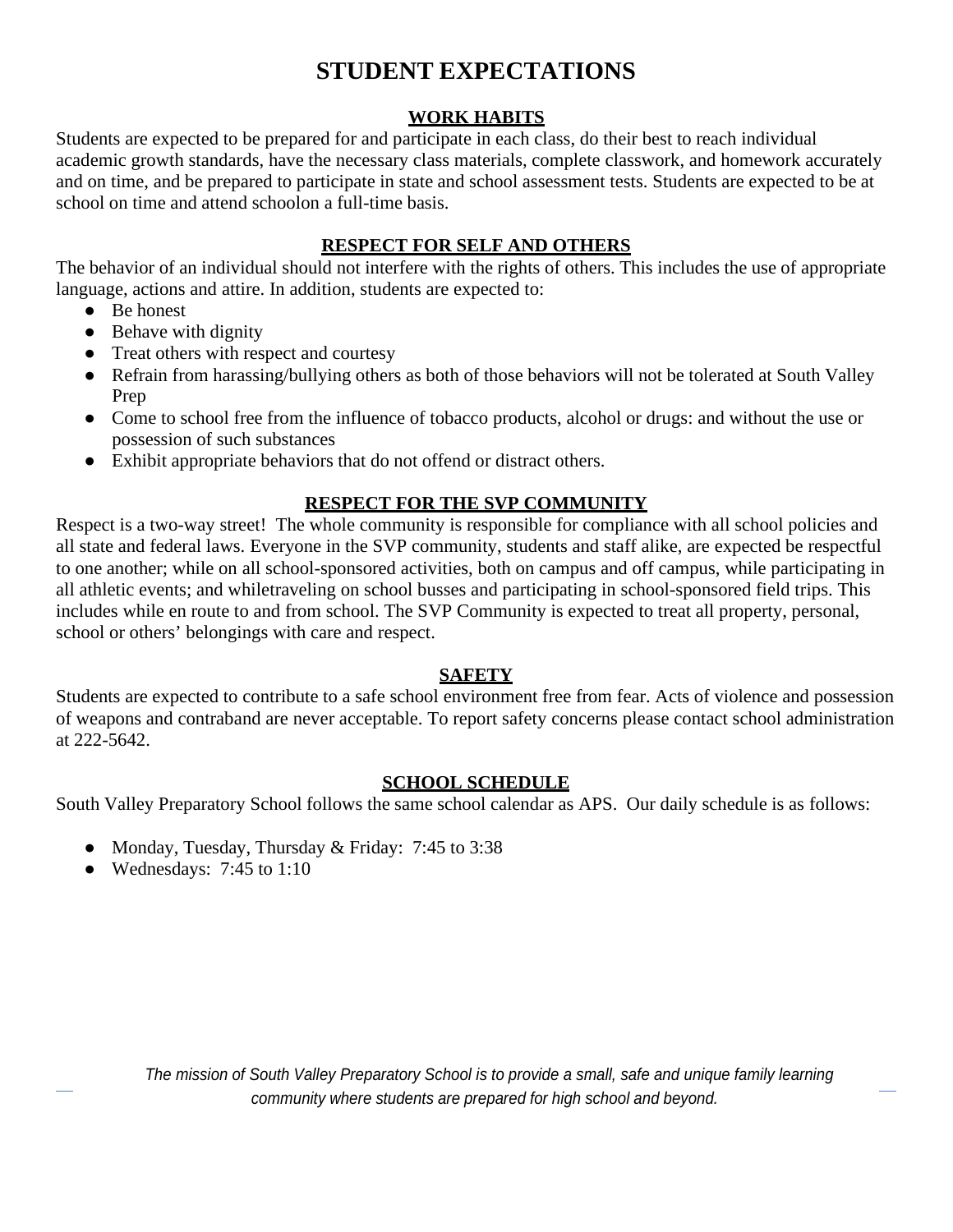# STUDENT EXPECTATIONS

## WORK HABITS

Students are expected to be prepared for and participate in each class, do their best to reach individual academic growth standards, have the necessary class materials, complete classwork, and homework accurately and on time, and be prepared to participate in state and school assessment tests. Students are expected to be at school on time and attend schoolon a full-time basis.

## RESPECT FOR SELF AND OTHERS

The behavior of an individual should not interfere with the rights of others. This includes the use of appropriate language, actions and attire. In addition, students are expected to:

- Be honest
- Behave with dignity
- Treat others with respect and courtesy
- Refrain from harassing/bullying others as both of those behaviors will not be tolerated at South Valley Prep
- Come to school free from the influence of tobacco products, alcohol or drugs: and without the use or possession of such substances
- Exhibit appropriate behaviors that do not offend or distract others.

## RESPECT FOR THE SVP COMMUNITY

Respect is a two-way street! The whole community is responsible for compliance with all school policies and all state and federal laws. Everyone in the SVP community, students and staff alike, are expected be respectful to one another; while on all school-sponsored activities, both on campus and off campus, while participating in all athletic events; and whiletraveling on school busses and participating in school-sponsored field trips. This includes while en route to and from school. The SVP Community is expected to treat all property, personal, school or others' belongings with care and respect.

## SAFETY

Students are expected to contribute to a safe school environment free from fear. Acts of violence and possession of weapons and contraband are never acceptable. To report safety concerns please contact school administration at 222-5642.

## SCHOOL SCHEDULE

South Valley Preparatory School follows the same school calendar as APS. Our daily schedule is as follows:

- Monday, Tuesday, Thursday & Friday: 7:45 to 3:38
- Wednesdays: 7:45 to 1:10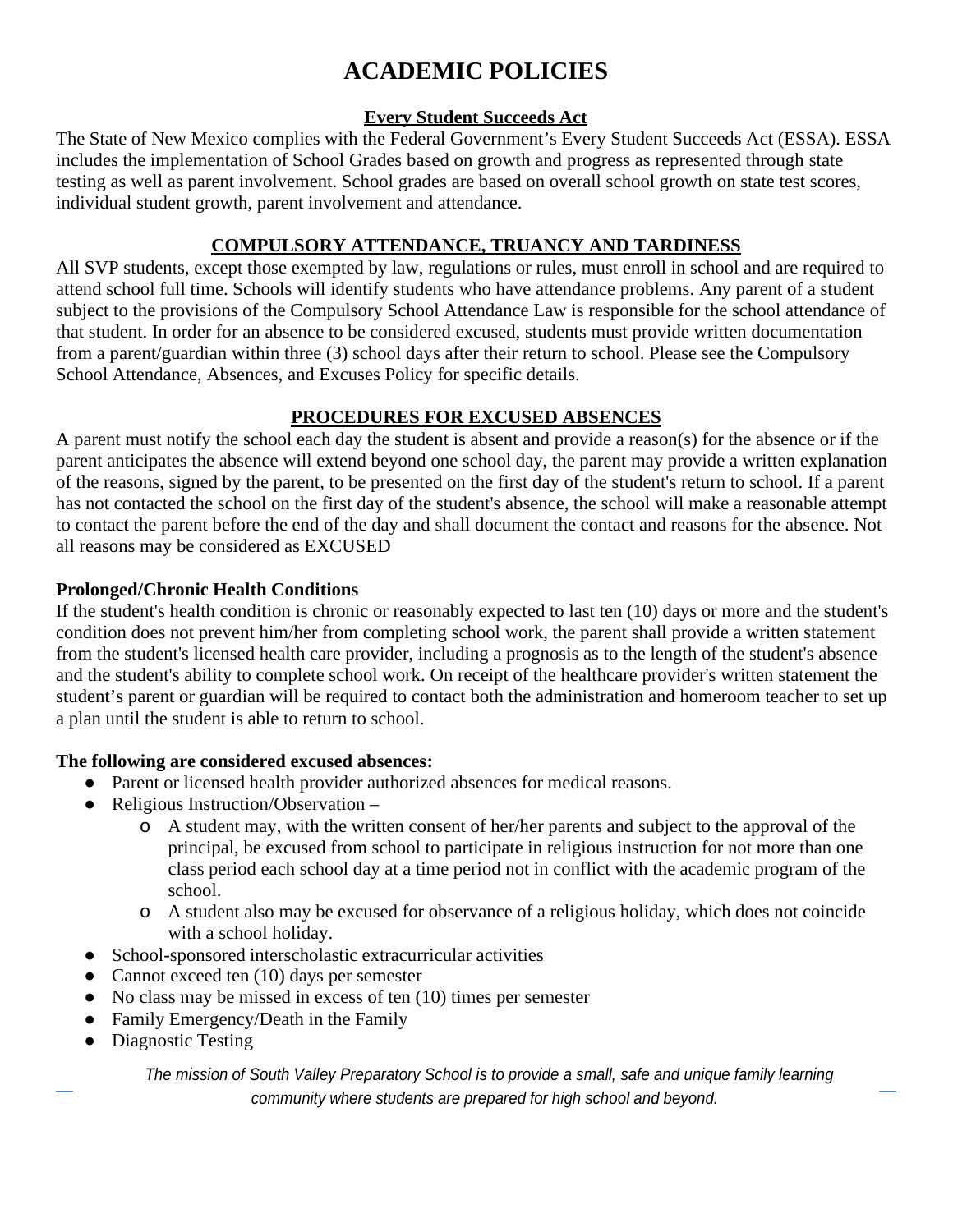# ACADEMIC POLICIES

## Every Student Succeeds Act

The State of New Mexico complies with the Federal Government's Every Student Succeeds Act (ESSA). ESSA includes the implementation of School Grades based on growth and progress as represented through state testing as well as parent involvement. School grades are based on overall school growth on state test scores, individual student growth, parent involvement and attendance.

## COMPULSORY ATTENDANCE, TRUANCY AND TARDINESS

All SVP students, except those exempted by law, regulations or rules, must enroll in school and are required to attend school full time. Schools will identify students who have attendance problems. Any parent of a student subject to the provisions of the Compulsory School Attendance Law is responsible for the school attendance of that student. In order for an absence to be considered excused, students must provide written documentation from a parent/guardian within three (3) school days after their return to school. Please see the Compulsory School Attendance, Absences, and Excuses Policy for specific details.

## PROCEDURES FOR EXCUSED ABSENCES

A parent must notify the school each day the student is absent and provide a reason(s) for the absence or if the parent anticipates the absence will extend beyond one school day, the parent may provide a written explanation of the reasons, signed by the parent, to be presented on the first day of the student's return to school. If a parent has not contacted the school on the first day of the student's absence, the school will make a reasonable attempt to contact the parent before the end of the day and shall document the contact and reasons for the absence. Not all reasons may be considered as EXCUSED

**Prolonged/Chronic Health Conditions**

If the student's health condition is chronic or reasonably expected to last ten (10) days or more and the student's condition does not prevent him/her from completing school work, the parent shall provide a written statement from the student's licensed health care provider, including a prognosis as to the length of the student's absence and the student's ability to complete school work. On receipt of the healthcare provider's written statement the student's parent or guardian will be required to contact both the administration and homeroom teacher to set up a plan until the student is able to return to school.

**The following are considered excused absences:**

- Parent or licensed health provider authorized absences for medical reasons.
- Religious Instruction/Observation –
  - A student may, with the written consent of her/her parents and subject to the approval of the principal, be excused from school to participate in religious instruction for not more than one class period each school day at a time period not in conflict with the academic program of the school.
  - A student also may be excused for observance of a religious holiday, which does not coincide with a school holiday.
- School-sponsored interscholastic extracurricular activities
- Cannot exceed ten (10) days per semester
- No class may be missed in excess of ten (10) times per semester
- Family Emergency/Death in the Family
- Diagnostic Testing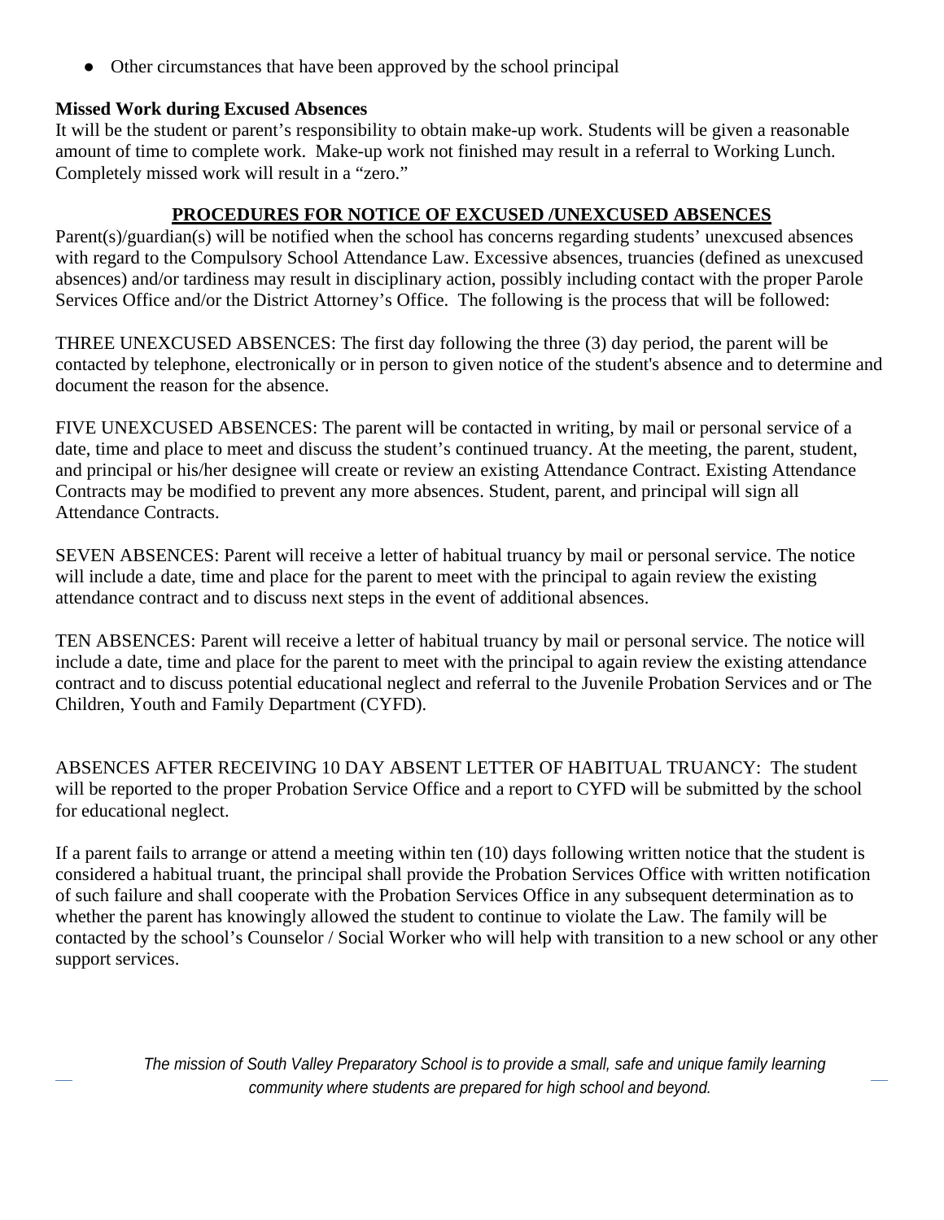- Other circumstances that have been approved by the school principal

**Missed Work during Excused Absences**
It will be the student or parent's responsibility to obtain make-up work. Students will be given a reasonable amount of time to complete work. Make-up work not finished may result in a referral to Working Lunch. Completely missed work will result in a "zero."

## PROCEDURES FOR NOTICE OF EXCUSED /UNEXCUSED ABSENCES

Parent(s)/guardian(s) will be notified when the school has concerns regarding students' unexcused absences with regard to the Compulsory School Attendance Law. Excessive absences, truancies (defined as unexcused absences) and/or tardiness may result in disciplinary action, possibly including contact with the proper Parole Services Office and/or the District Attorney's Office. The following is the process that will be followed:

THREE UNEXCUSED ABSENCES: The first day following the three (3) day period, the parent will be contacted by telephone, electronically or in person to given notice of the student's absence and to determine and document the reason for the absence.

FIVE UNEXCUSED ABSENCES: The parent will be contacted in writing, by mail or personal service of a date, time and place to meet and discuss the student's continued truancy. At the meeting, the parent, student, and principal or his/her designee will create or review an existing Attendance Contract. Existing Attendance Contracts may be modified to prevent any more absences. Student, parent, and principal will sign all Attendance Contracts.

SEVEN ABSENCES: Parent will receive a letter of habitual truancy by mail or personal service. The notice will include a date, time and place for the parent to meet with the principal to again review the existing attendance contract and to discuss next steps in the event of additional absences.

TEN ABSENCES: Parent will receive a letter of habitual truancy by mail or personal service. The notice will include a date, time and place for the parent to meet with the principal to again review the existing attendance contract and to discuss potential educational neglect and referral to the Juvenile Probation Services and or The Children, Youth and Family Department (CYFD).

ABSENCES AFTER RECEIVING 10 DAY ABSENT LETTER OF HABITUAL TRUANCY: The student will be reported to the proper Probation Service Office and a report to CYFD will be submitted by the school for educational neglect.

If a parent fails to arrange or attend a meeting within ten (10) days following written notice that the student is considered a habitual truant, the principal shall provide the Probation Services Office with written notification of such failure and shall cooperate with the Probation Services Office in any subsequent determination as to whether the parent has knowingly allowed the student to continue to violate the Law. The family will be contacted by the school's Counselor / Social Worker who will help with transition to a new school or any other support services.

*The mission of South Valley Preparatory School is to provide a small, safe and unique family learning community where students are prepared for high school and beyond.*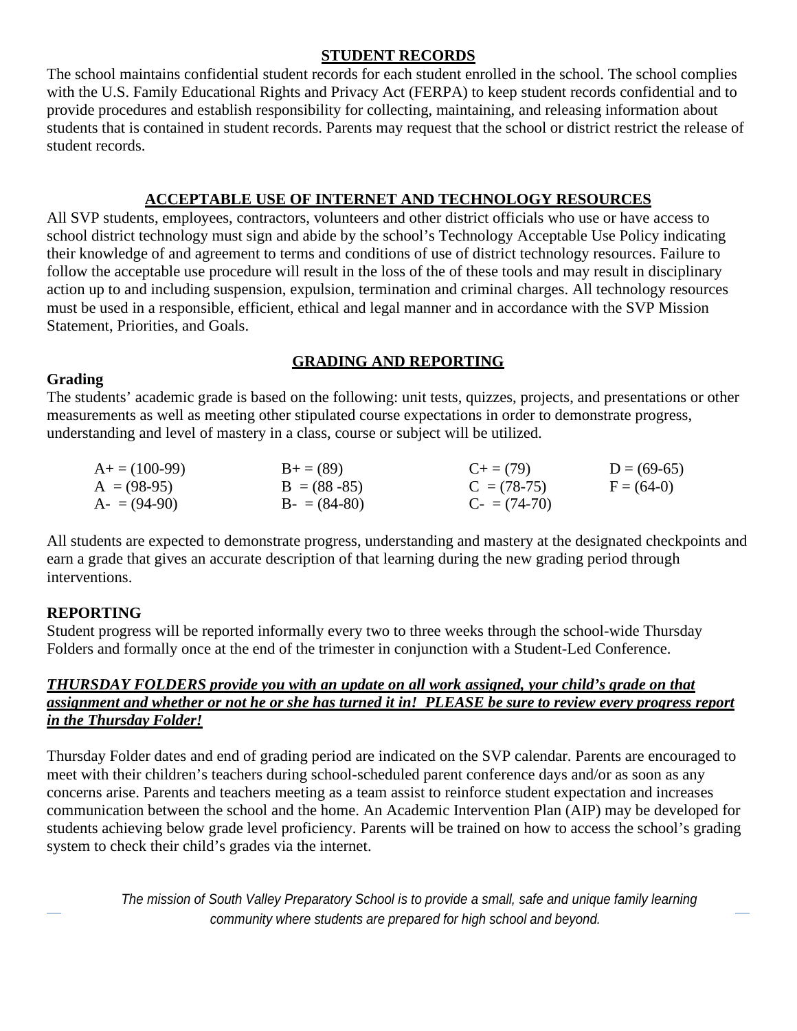## STUDENT RECORDS

The school maintains confidential student records for each student enrolled in the school. The school complies with the U.S. Family Educational Rights and Privacy Act (FERPA) to keep student records confidential and to provide procedures and establish responsibility for collecting, maintaining, and releasing information about students that is contained in student records. Parents may request that the school or district restrict the release of student records.

## ACCEPTABLE USE OF INTERNET AND TECHNOLOGY RESOURCES

All SVP students, employees, contractors, volunteers and other district officials who use or have access to school district technology must sign and abide by the school's Technology Acceptable Use Policy indicating their knowledge of and agreement to terms and conditions of use of district technology resources. Failure to follow the acceptable use procedure will result in the loss of the of these tools and may result in disciplinary action up to and including suspension, expulsion, termination and criminal charges. All technology resources must be used in a responsible, efficient, ethical and legal manner and in accordance with the SVP Mission Statement, Priorities, and Goals.

## GRADING AND REPORTING

### Grading

The students' academic grade is based on the following: unit tests, quizzes, projects, and presentations or other measurements as well as meeting other stipulated course expectations in order to demonstrate progress, understanding and level of mastery in a class, course or subject will be utilized.

| | | | |
|---|---|---|---|
| A+ = (100-99) | B+ = (89) | C+ = (79) | D = (69-65) |
| A = (98-95) | B = (88 -85) | C = (78-75) | F = (64-0) |
| A- = (94-90) | B- = (84-80) | C- = (74-70) | |

All students are expected to demonstrate progress, understanding and mastery at the designated checkpoints and earn a grade that gives an accurate description of that learning during the new grading period through interventions.

### REPORTING

Student progress will be reported informally every two to three weeks through the school-wide Thursday Folders and formally once at the end of the trimester in conjunction with a Student-Led Conference.

***THURSDAY FOLDERS provide you with an update on all work assigned, your child's grade on that assignment and whether or not he or she has turned it in! PLEASE be sure to review every progress report in the Thursday Folder!***

Thursday Folder dates and end of grading period are indicated on the SVP calendar. Parents are encouraged to meet with their children's teachers during school-scheduled parent conference days and/or as soon as any concerns arise. Parents and teachers meeting as a team assist to reinforce student expectation and increases communication between the school and the home. An Academic Intervention Plan (AIP) may be developed for students achieving below grade level proficiency. Parents will be trained on how to access the school's grading system to check their child's grades via the internet.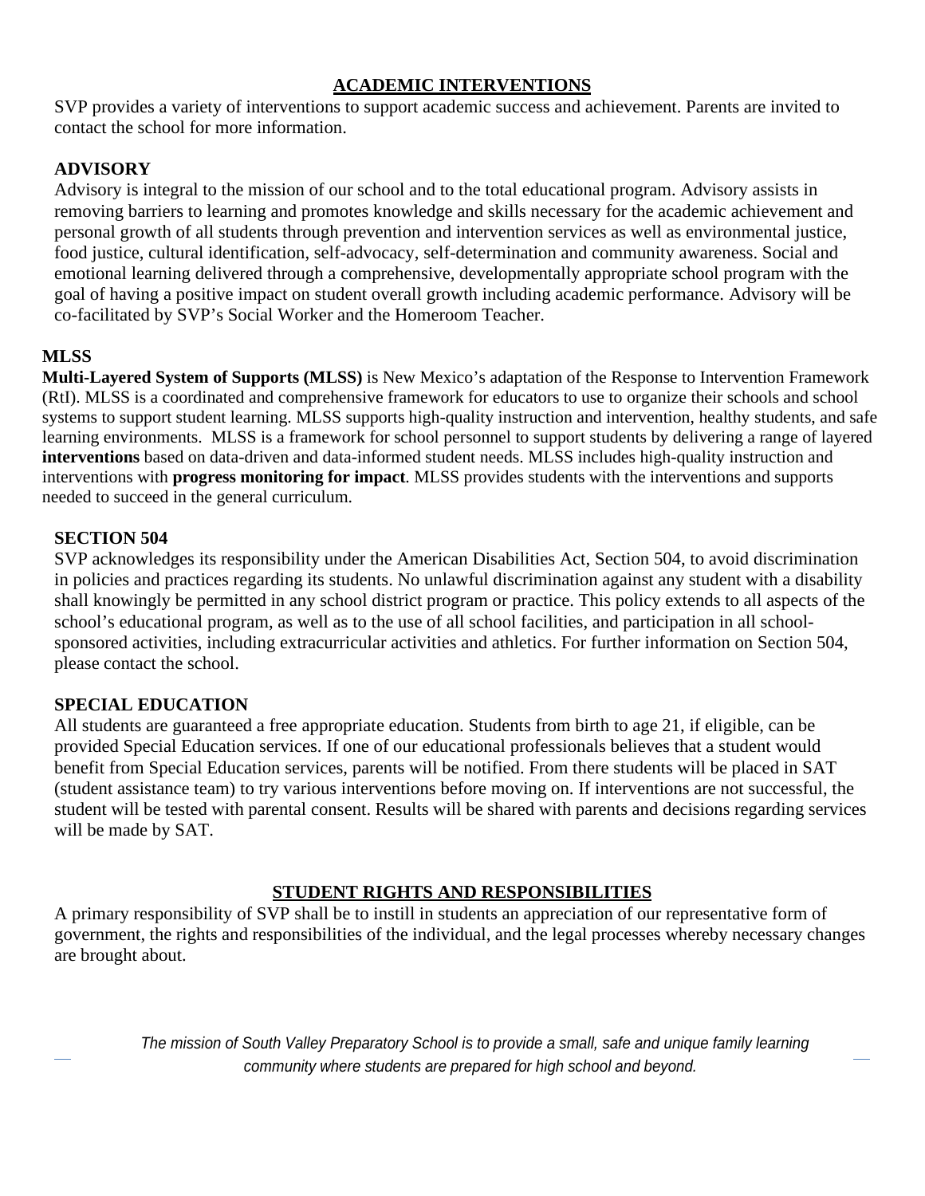## ACADEMIC INTERVENTIONS

SVP provides a variety of interventions to support academic success and achievement. Parents are invited to contact the school for more information.

### ADVISORY

Advisory is integral to the mission of our school and to the total educational program. Advisory assists in removing barriers to learning and promotes knowledge and skills necessary for the academic achievement and personal growth of all students through prevention and intervention services as well as environmental justice, food justice, cultural identification, self-advocacy, self-determination and community awareness. Social and emotional learning delivered through a comprehensive, developmentally appropriate school program with the goal of having a positive impact on student overall growth including academic performance. Advisory will be co-facilitated by SVP's Social Worker and the Homeroom Teacher.

### MLSS

**Multi-Layered System of Supports (MLSS)** is New Mexico's adaptation of the Response to Intervention Framework (RtI). MLSS is a coordinated and comprehensive framework for educators to use to organize their schools and school systems to support student learning. MLSS supports high-quality instruction and intervention, healthy students, and safe learning environments. MLSS is a framework for school personnel to support students by delivering a range of layered **interventions** based on data-driven and data-informed student needs. MLSS includes high-quality instruction and interventions with **progress monitoring for impact**. MLSS provides students with the interventions and supports needed to succeed in the general curriculum.

### SECTION 504

SVP acknowledges its responsibility under the American Disabilities Act, Section 504, to avoid discrimination in policies and practices regarding its students. No unlawful discrimination against any student with a disability shall knowingly be permitted in any school district program or practice. This policy extends to all aspects of the school's educational program, as well as to the use of all school facilities, and participation in all school-sponsored activities, including extracurricular activities and athletics. For further information on Section 504, please contact the school.

### SPECIAL EDUCATION

All students are guaranteed a free appropriate education. Students from birth to age 21, if eligible, can be provided Special Education services. If one of our educational professionals believes that a student would benefit from Special Education services, parents will be notified. From there students will be placed in SAT (student assistance team) to try various interventions before moving on. If interventions are not successful, the student will be tested with parental consent. Results will be shared with parents and decisions regarding services will be made by SAT.

## STUDENT RIGHTS AND RESPONSIBILITIES

A primary responsibility of SVP shall be to instill in students an appreciation of our representative form of government, the rights and responsibilities of the individual, and the legal processes whereby necessary changes are brought about.

*The mission of South Valley Preparatory School is to provide a small, safe and unique family learning community where students are prepared for high school and beyond.*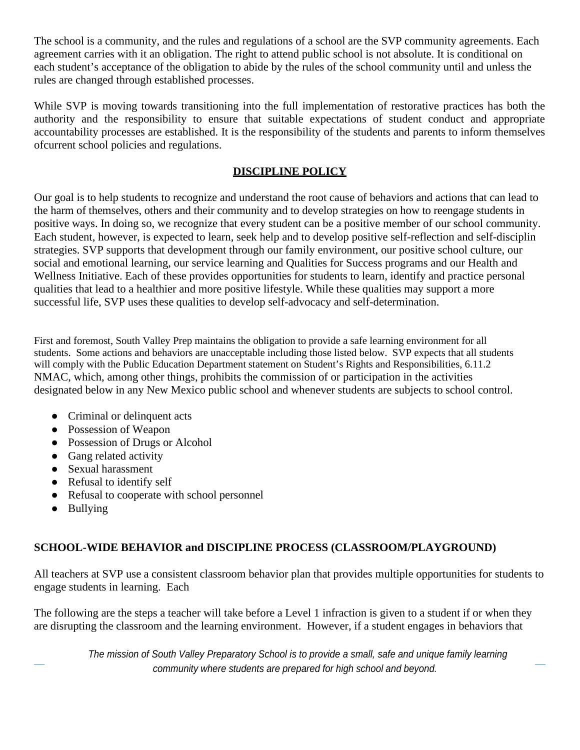The school is a community, and the rules and regulations of a school are the SVP community agreements. Each agreement carries with it an obligation. The right to attend public school is not absolute. It is conditional on each student's acceptance of the obligation to abide by the rules of the school community until and unless the rules are changed through established processes.

While SVP is moving towards transitioning into the full implementation of restorative practices has both the authority and the responsibility to ensure that suitable expectations of student conduct and appropriate accountability processes are established. It is the responsibility of the students and parents to inform themselves ofcurrent school policies and regulations.

## DISCIPLINE POLICY

Our goal is to help students to recognize and understand the root cause of behaviors and actions that can lead to the harm of themselves, others and their community and to develop strategies on how to reengage students in positive ways. In doing so, we recognize that every student can be a positive member of our school community. Each student, however, is expected to learn, seek help and to develop positive self-reflection and self-disciplin strategies. SVP supports that development through our family environment, our positive school culture, our social and emotional learning, our service learning and Qualities for Success programs and our Health and Wellness Initiative. Each of these provides opportunities for students to learn, identify and practice personal qualities that lead to a healthier and more positive lifestyle. While these qualities may support a more successful life, SVP uses these qualities to develop self-advocacy and self-determination.

First and foremost, South Valley Prep maintains the obligation to provide a safe learning environment for all students. Some actions and behaviors are unacceptable including those listed below. SVP expects that all students will comply with the Public Education Department statement on Student's Rights and Responsibilities, 6.11.2 NMAC, which, among other things, prohibits the commission of or participation in the activities designated below in any New Mexico public school and whenever students are subjects to school control.

- Criminal or delinquent acts
- Possession of Weapon
- Possession of Drugs or Alcohol
- Gang related activity
- Sexual harassment
- Refusal to identify self
- Refusal to cooperate with school personnel
- Bullying

### SCHOOL-WIDE BEHAVIOR and DISCIPLINE PROCESS (CLASSROOM/PLAYGROUND)

All teachers at SVP use a consistent classroom behavior plan that provides multiple opportunities for students to engage students in learning. Each

The following are the steps a teacher will take before a Level 1 infraction is given to a student if or when they are disrupting the classroom and the learning environment. However, if a student engages in behaviors that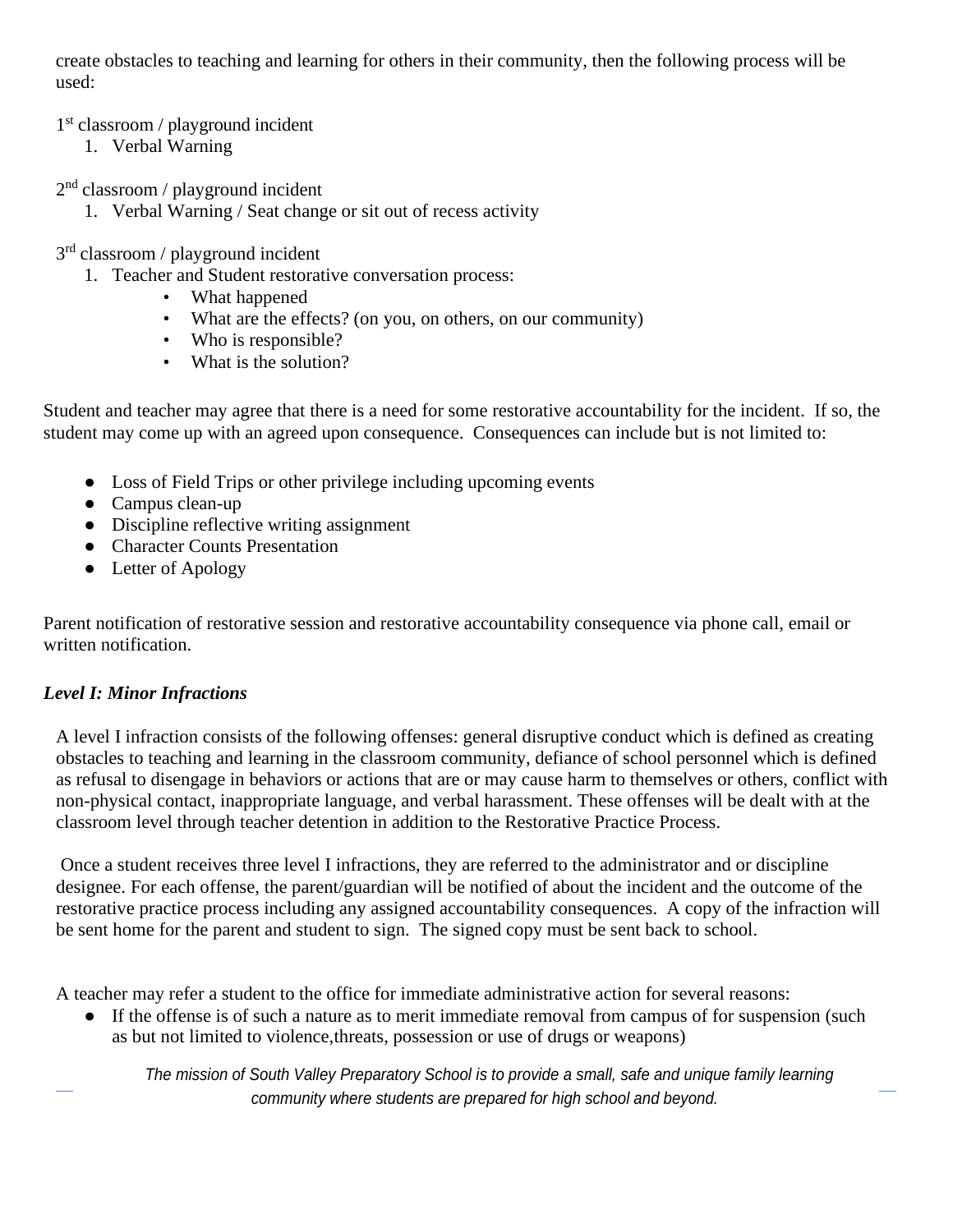create obstacles to teaching and learning for others in their community, then the following process will be used:

1st classroom / playground incident

1. Verbal Warning

2nd classroom / playground incident

1. Verbal Warning / Seat change or sit out of recess activity

3rd classroom / playground incident

1. Teacher and Student restorative conversation process:
    - What happened
    - What are the effects? (on you, on others, on our community)
    - Who is responsible?
    - What is the solution?

Student and teacher may agree that there is a need for some restorative accountability for the incident. If so, the student may come up with an agreed upon consequence. Consequences can include but is not limited to:

- Loss of Field Trips or other privilege including upcoming events
- Campus clean-up
- Discipline reflective writing assignment
- Character Counts Presentation
- Letter of Apology

Parent notification of restorative session and restorative accountability consequence via phone call, email or written notification.

***Level I: Minor Infractions***

A level I infraction consists of the following offenses: general disruptive conduct which is defined as creating obstacles to teaching and learning in the classroom community, defiance of school personnel which is defined as refusal to disengage in behaviors or actions that are or may cause harm to themselves or others, conflict with non-physical contact, inappropriate language, and verbal harassment. These offenses will be dealt with at the classroom level through teacher detention in addition to the Restorative Practice Process.

Once a student receives three level I infractions, they are referred to the administrator and or discipline designee. For each offense, the parent/guardian will be notified of about the incident and the outcome of the restorative practice process including any assigned accountability consequences. A copy of the infraction will be sent home for the parent and student to sign. The signed copy must be sent back to school.

A teacher may refer a student to the office for immediate administrative action for several reasons:

- If the offense is of such a nature as to merit immediate removal from campus of for suspension (such as but not limited to violence,threats, possession or use of drugs or weapons)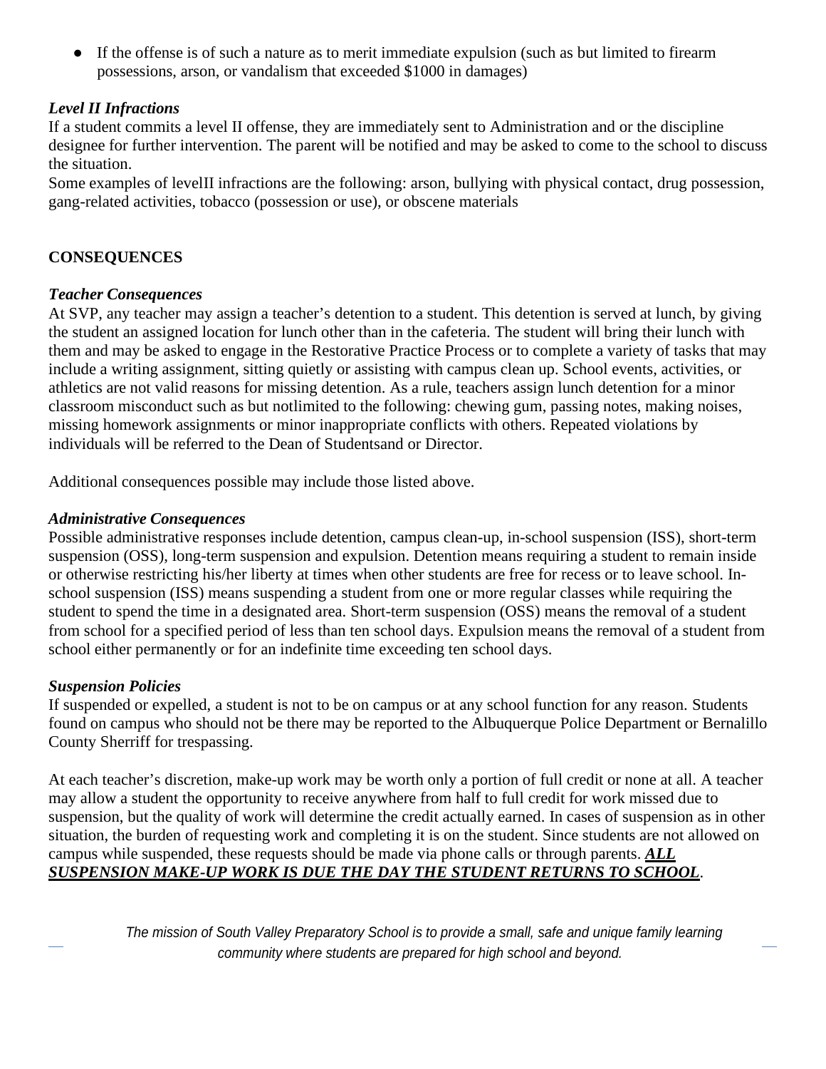- If the offense is of such a nature as to merit immediate expulsion (such as but limited to firearm possessions, arson, or vandalism that exceeded $1000 in damages)

***Level II Infractions***

If a student commits a level II offense, they are immediately sent to Administration and or the discipline designee for further intervention. The parent will be notified and may be asked to come to the school to discuss the situation.

Some examples of levelII infractions are the following: arson, bullying with physical contact, drug possession, gang-related activities, tobacco (possession or use), or obscene materials

**CONSEQUENCES**

***Teacher Consequences***

At SVP, any teacher may assign a teacher's detention to a student. This detention is served at lunch, by giving the student an assigned location for lunch other than in the cafeteria. The student will bring their lunch with them and may be asked to engage in the Restorative Practice Process or to complete a variety of tasks that may include a writing assignment, sitting quietly or assisting with campus clean up. School events, activities, or athletics are not valid reasons for missing detention. As a rule, teachers assign lunch detention for a minor classroom misconduct such as but notlimited to the following: chewing gum, passing notes, making noises, missing homework assignments or minor inappropriate conflicts with others. Repeated violations by individuals will be referred to the Dean of Studentsand or Director.

Additional consequences possible may include those listed above.

***Administrative Consequences***

Possible administrative responses include detention, campus clean-up, in-school suspension (ISS), short-term suspension (OSS), long-term suspension and expulsion. Detention means requiring a student to remain inside or otherwise restricting his/her liberty at times when other students are free for recess or to leave school. In-school suspension (ISS) means suspending a student from one or more regular classes while requiring the student to spend the time in a designated area. Short-term suspension (OSS) means the removal of a student from school for a specified period of less than ten school days. Expulsion means the removal of a student from school either permanently or for an indefinite time exceeding ten school days.

***Suspension Policies***

If suspended or expelled, a student is not to be on campus or at any school function for any reason. Students found on campus who should not be there may be reported to the Albuquerque Police Department or Bernalillo County Sherriff for trespassing.

At each teacher's discretion, make-up work may be worth only a portion of full credit or none at all. A teacher may allow a student the opportunity to receive anywhere from half to full credit for work missed due to suspension, but the quality of work will determine the credit actually earned. In cases of suspension as in other situation, the burden of requesting work and completing it is on the student. Since students are not allowed on campus while suspended, these requests should be made via phone calls or through parents. ***ALL SUSPENSION MAKE-UP WORK IS DUE THE DAY THE STUDENT RETURNS TO SCHOOL***.

*The mission of South Valley Preparatory School is to provide a small, safe and unique family learning community where students are prepared for high school and beyond.*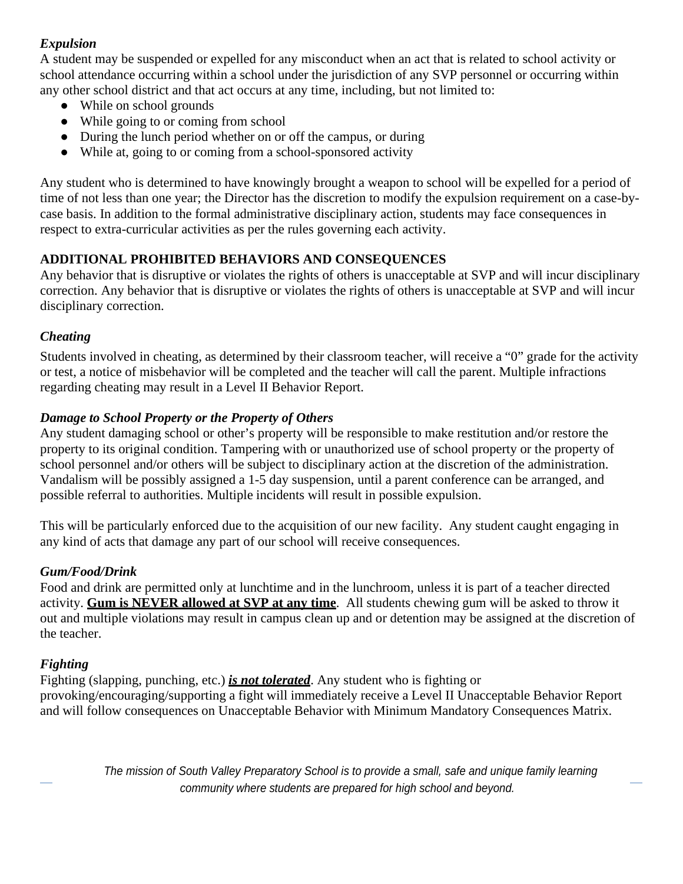### *Expulsion*

A student may be suspended or expelled for any misconduct when an act that is related to school activity or school attendance occurring within a school under the jurisdiction of any SVP personnel or occurring within any other school district and that act occurs at any time, including, but not limited to:

- While on school grounds
- While going to or coming from school
- During the lunch period whether on or off the campus, or during
- While at, going to or coming from a school-sponsored activity

Any student who is determined to have knowingly brought a weapon to school will be expelled for a period of time of not less than one year; the Director has the discretion to modify the expulsion requirement on a case-by-case basis. In addition to the formal administrative disciplinary action, students may face consequences in respect to extra-curricular activities as per the rules governing each activity.

## ADDITIONAL PROHIBITED BEHAVIORS AND CONSEQUENCES

Any behavior that is disruptive or violates the rights of others is unacceptable at SVP and will incur disciplinary correction. Any behavior that is disruptive or violates the rights of others is unacceptable at SVP and will incur disciplinary correction.

### *Cheating*

Students involved in cheating, as determined by their classroom teacher, will receive a "0" grade for the activity or test, a notice of misbehavior will be completed and the teacher will call the parent. Multiple infractions regarding cheating may result in a Level II Behavior Report.

### *Damage to School Property or the Property of Others*

Any student damaging school or other's property will be responsible to make restitution and/or restore the property to its original condition. Tampering with or unauthorized use of school property or the property of school personnel and/or others will be subject to disciplinary action at the discretion of the administration. Vandalism will be possibly assigned a 1-5 day suspension, until a parent conference can be arranged, and possible referral to authorities. Multiple incidents will result in possible expulsion.

This will be particularly enforced due to the acquisition of our new facility. Any student caught engaging in any kind of acts that damage any part of our school will receive consequences.

### *Gum/Food/Drink*

Food and drink are permitted only at lunchtime and in the lunchroom, unless it is part of a teacher directed activity. **<u>Gum is NEVER allowed at SVP at any time</u>**. All students chewing gum will be asked to throw it out and multiple violations may result in campus clean up and or detention may be assigned at the discretion of the teacher.

### *Fighting*

Fighting (slapping, punching, etc.) ***<u>is not tolerated</u>***. Any student who is fighting or provoking/encouraging/supporting a fight will immediately receive a Level II Unacceptable Behavior Report and will follow consequences on Unacceptable Behavior with Minimum Mandatory Consequences Matrix.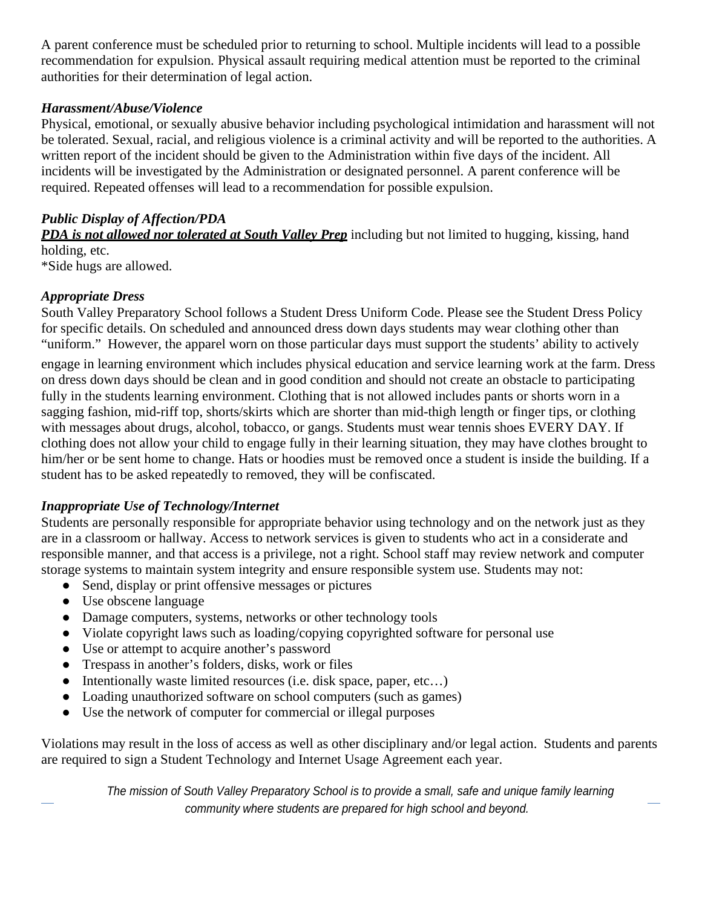A parent conference must be scheduled prior to returning to school. Multiple incidents will lead to a possible recommendation for expulsion. Physical assault requiring medical attention must be reported to the criminal authorities for their determination of legal action.

***Harassment/Abuse/Violence***

Physical, emotional, or sexually abusive behavior including psychological intimidation and harassment will not be tolerated. Sexual, racial, and religious violence is a criminal activity and will be reported to the authorities. A written report of the incident should be given to the Administration within five days of the incident. All incidents will be investigated by the Administration or designated personnel. A parent conference will be required. Repeated offenses will lead to a recommendation for possible expulsion.

***Public Display of Affection/PDA***

***<u>PDA is not allowed nor tolerated at South Valley Prep</u>*** including but not limited to hugging, kissing, hand holding, etc.

*Side hugs are allowed.

***Appropriate Dress***

South Valley Preparatory School follows a Student Dress Uniform Code. Please see the Student Dress Policy for specific details. On scheduled and announced dress down days students may wear clothing other than "uniform." However, the apparel worn on those particular days must support the students' ability to actively engage in learning environment which includes physical education and service learning work at the farm. Dress on dress down days should be clean and in good condition and should not create an obstacle to participating fully in the students learning environment. Clothing that is not allowed includes pants or shorts worn in a sagging fashion, mid-riff top, shorts/skirts which are shorter than mid-thigh length or finger tips, or clothing with messages about drugs, alcohol, tobacco, or gangs. Students must wear tennis shoes EVERY DAY. If clothing does not allow your child to engage fully in their learning situation, they may have clothes brought to him/her or be sent home to change. Hats or hoodies must be removed once a student is inside the building. If a student has to be asked repeatedly to removed, they will be confiscated.

***Inappropriate Use of Technology/Internet***

Students are personally responsible for appropriate behavior using technology and on the network just as they are in a classroom or hallway. Access to network services is given to students who act in a considerate and responsible manner, and that access is a privilege, not a right. School staff may review network and computer storage systems to maintain system integrity and ensure responsible system use. Students may not:

- Send, display or print offensive messages or pictures
- Use obscene language
- Damage computers, systems, networks or other technology tools
- Violate copyright laws such as loading/copying copyrighted software for personal use
- Use or attempt to acquire another's password
- Trespass in another's folders, disks, work or files
- Intentionally waste limited resources (i.e. disk space, paper, etc…)
- Loading unauthorized software on school computers (such as games)
- Use the network of computer for commercial or illegal purposes

Violations may result in the loss of access as well as other disciplinary and/or legal action. Students and parents are required to sign a Student Technology and Internet Usage Agreement each year.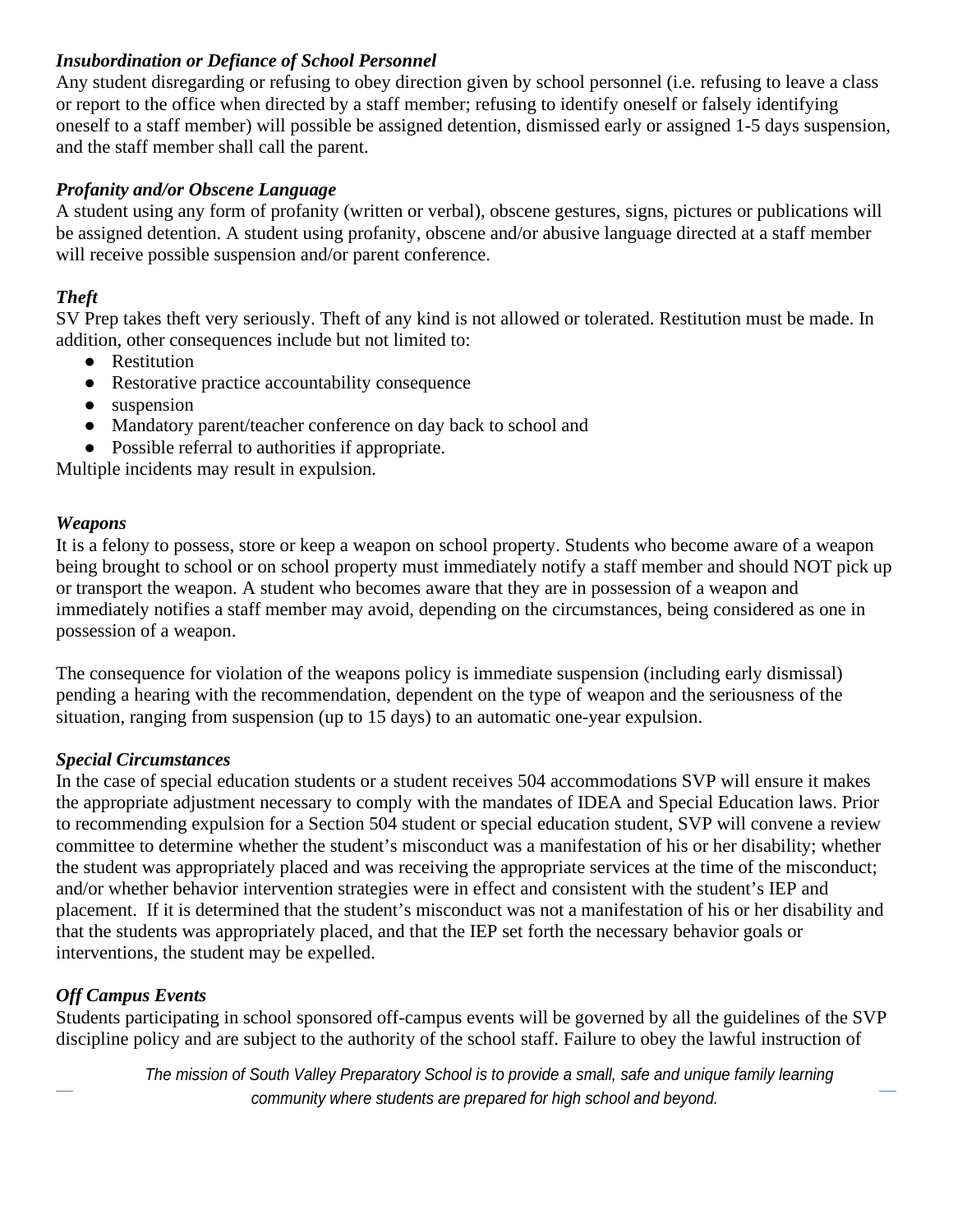***Insubordination or Defiance of School Personnel***

Any student disregarding or refusing to obey direction given by school personnel (i.e. refusing to leave a class or report to the office when directed by a staff member; refusing to identify oneself or falsely identifying oneself to a staff member) will possible be assigned detention, dismissed early or assigned 1-5 days suspension, and the staff member shall call the parent.

***Profanity and/or Obscene Language***

A student using any form of profanity (written or verbal), obscene gestures, signs, pictures or publications will be assigned detention. A student using profanity, obscene and/or abusive language directed at a staff member will receive possible suspension and/or parent conference.

***Theft***

SV Prep takes theft very seriously. Theft of any kind is not allowed or tolerated. Restitution must be made. In addition, other consequences include but not limited to:

- Restitution
- Restorative practice accountability consequence
- suspension
- Mandatory parent/teacher conference on day back to school and
- Possible referral to authorities if appropriate.

Multiple incidents may result in expulsion.

***Weapons***

It is a felony to possess, store or keep a weapon on school property. Students who become aware of a weapon being brought to school or on school property must immediately notify a staff member and should NOT pick up or transport the weapon. A student who becomes aware that they are in possession of a weapon and immediately notifies a staff member may avoid, depending on the circumstances, being considered as one in possession of a weapon.

The consequence for violation of the weapons policy is immediate suspension (including early dismissal) pending a hearing with the recommendation, dependent on the type of weapon and the seriousness of the situation, ranging from suspension (up to 15 days) to an automatic one-year expulsion.

***Special Circumstances***

In the case of special education students or a student receives 504 accommodations SVP will ensure it makes the appropriate adjustment necessary to comply with the mandates of IDEA and Special Education laws. Prior to recommending expulsion for a Section 504 student or special education student, SVP will convene a review committee to determine whether the student's misconduct was a manifestation of his or her disability; whether the student was appropriately placed and was receiving the appropriate services at the time of the misconduct; and/or whether behavior intervention strategies were in effect and consistent with the student's IEP and placement. If it is determined that the student's misconduct was not a manifestation of his or her disability and that the students was appropriately placed, and that the IEP set forth the necessary behavior goals or interventions, the student may be expelled.

***Off Campus Events***

Students participating in school sponsored off-campus events will be governed by all the guidelines of the SVP discipline policy and are subject to the authority of the school staff. Failure to obey the lawful instruction of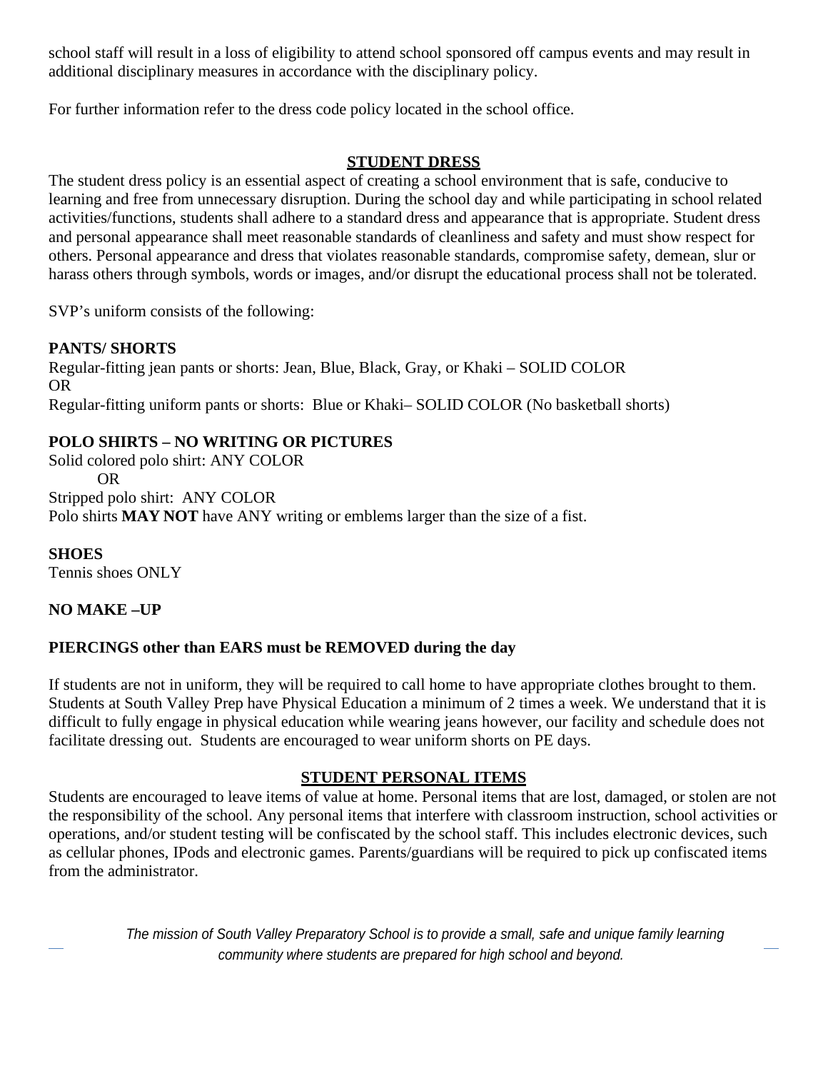school staff will result in a loss of eligibility to attend school sponsored off campus events and may result in additional disciplinary measures in accordance with the disciplinary policy.

For further information refer to the dress code policy located in the school office.

## STUDENT DRESS

The student dress policy is an essential aspect of creating a school environment that is safe, conducive to learning and free from unnecessary disruption. During the school day and while participating in school related activities/functions, students shall adhere to a standard dress and appearance that is appropriate. Student dress and personal appearance shall meet reasonable standards of cleanliness and safety and must show respect for others. Personal appearance and dress that violates reasonable standards, compromise safety, demean, slur or harass others through symbols, words or images, and/or disrupt the educational process shall not be tolerated.

SVP's uniform consists of the following:

**PANTS/ SHORTS**

Regular-fitting jean pants or shorts: Jean, Blue, Black, Gray, or Khaki – SOLID COLOR
OR
Regular-fitting uniform pants or shorts: Blue or Khaki– SOLID COLOR (No basketball shorts)

**POLO SHIRTS – NO WRITING OR PICTURES**

Solid colored polo shirt: ANY COLOR
OR
Stripped polo shirt: ANY COLOR
Polo shirts **MAY NOT** have ANY writing or emblems larger than the size of a fist.

**SHOES**

Tennis shoes ONLY

**NO MAKE –UP**

**PIERCINGS other than EARS must be REMOVED during the day**

If students are not in uniform, they will be required to call home to have appropriate clothes brought to them. Students at South Valley Prep have Physical Education a minimum of 2 times a week. We understand that it is difficult to fully engage in physical education while wearing jeans however, our facility and schedule does not facilitate dressing out. Students are encouraged to wear uniform shorts on PE days.

## STUDENT PERSONAL ITEMS

Students are encouraged to leave items of value at home. Personal items that are lost, damaged, or stolen are not the responsibility of the school. Any personal items that interfere with classroom instruction, school activities or operations, and/or student testing will be confiscated by the school staff. This includes electronic devices, such as cellular phones, IPods and electronic games. Parents/guardians will be required to pick up confiscated items from the administrator.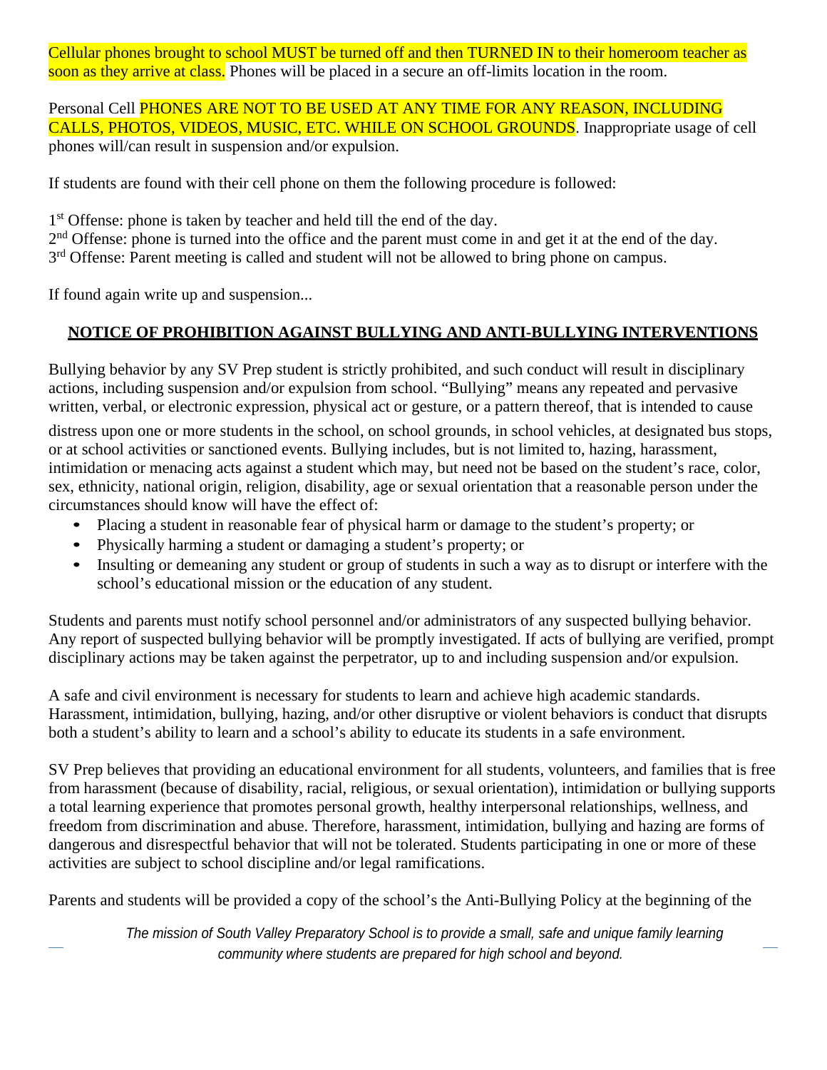Cellular phones brought to school MUST be turned off and then TURNED IN to their homeroom teacher as soon as they arrive at class. Phones will be placed in a secure an off-limits location in the room.

Personal Cell PHONES ARE NOT TO BE USED AT ANY TIME FOR ANY REASON, INCLUDING CALLS, PHOTOS, VIDEOS, MUSIC, ETC. WHILE ON SCHOOL GROUNDS. Inappropriate usage of cell phones will/can result in suspension and/or expulsion.

If students are found with their cell phone on them the following procedure is followed:

1st Offense: phone is taken by teacher and held till the end of the day.
2nd Offense: phone is turned into the office and the parent must come in and get it at the end of the day.
3rd Offense: Parent meeting is called and student will not be allowed to bring phone on campus.

If found again write up and suspension...

## NOTICE OF PROHIBITION AGAINST BULLYING AND ANTI-BULLYING INTERVENTIONS

Bullying behavior by any SV Prep student is strictly prohibited, and such conduct will result in disciplinary actions, including suspension and/or expulsion from school. "Bullying" means any repeated and pervasive written, verbal, or electronic expression, physical act or gesture, or a pattern thereof, that is intended to cause distress upon one or more students in the school, on school grounds, in school vehicles, at designated bus stops, or at school activities or sanctioned events. Bullying includes, but is not limited to, hazing, harassment, intimidation or menacing acts against a student which may, but need not be based on the student's race, color, sex, ethnicity, national origin, religion, disability, age or sexual orientation that a reasonable person under the circumstances should know will have the effect of:

- Placing a student in reasonable fear of physical harm or damage to the student's property; or
- Physically harming a student or damaging a student's property; or
- Insulting or demeaning any student or group of students in such a way as to disrupt or interfere with the school's educational mission or the education of any student.

Students and parents must notify school personnel and/or administrators of any suspected bullying behavior. Any report of suspected bullying behavior will be promptly investigated. If acts of bullying are verified, prompt disciplinary actions may be taken against the perpetrator, up to and including suspension and/or expulsion.

A safe and civil environment is necessary for students to learn and achieve high academic standards. Harassment, intimidation, bullying, hazing, and/or other disruptive or violent behaviors is conduct that disrupts both a student's ability to learn and a school's ability to educate its students in a safe environment.

SV Prep believes that providing an educational environment for all students, volunteers, and families that is free from harassment (because of disability, racial, religious, or sexual orientation), intimidation or bullying supports a total learning experience that promotes personal growth, healthy interpersonal relationships, wellness, and freedom from discrimination and abuse. Therefore, harassment, intimidation, bullying and hazing are forms of dangerous and disrespectful behavior that will not be tolerated. Students participating in one or more of these activities are subject to school discipline and/or legal ramifications.

Parents and students will be provided a copy of the school's the Anti-Bullying Policy at the beginning of the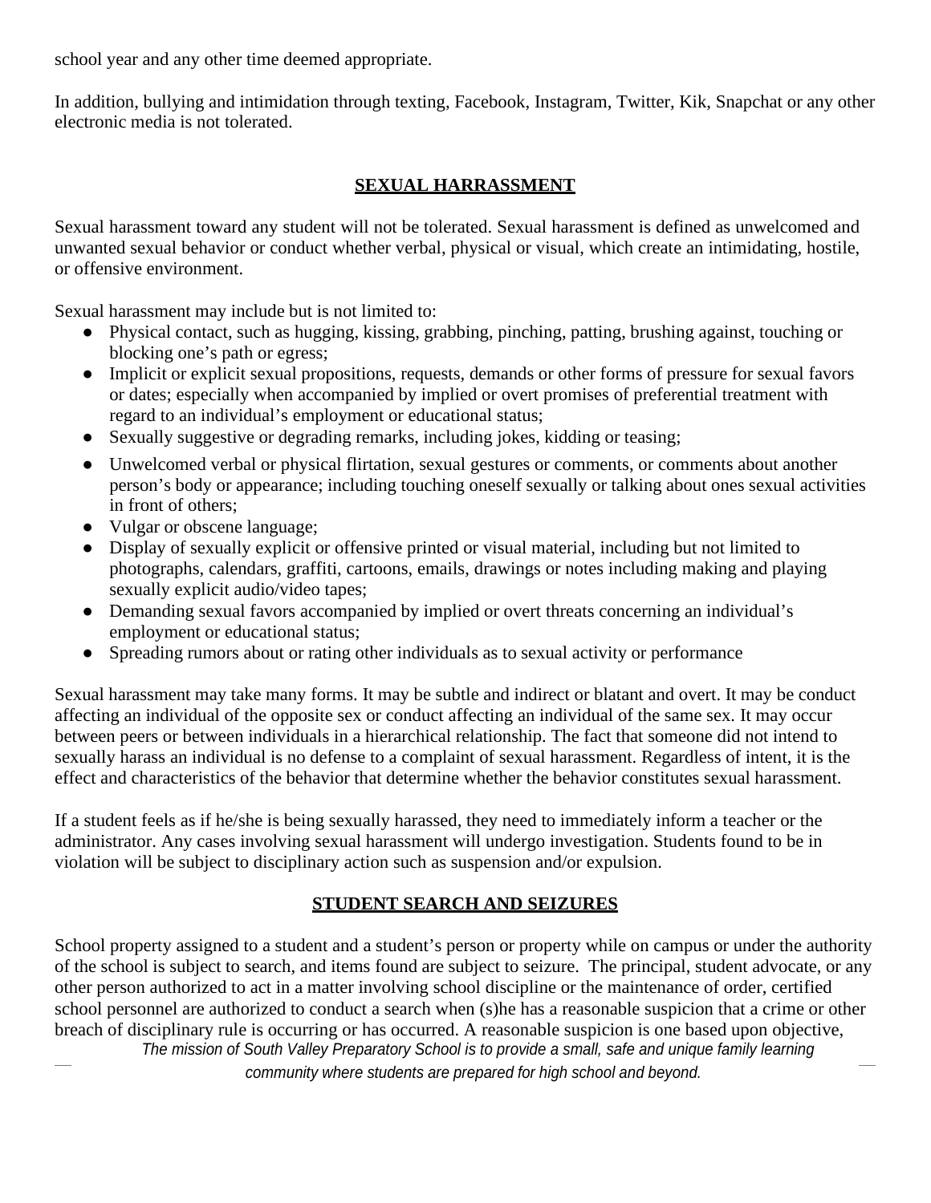school year and any other time deemed appropriate.

In addition, bullying and intimidation through texting, Facebook, Instagram, Twitter, Kik, Snapchat or any other electronic media is not tolerated.

## SEXUAL HARRASSMENT

Sexual harassment toward any student will not be tolerated. Sexual harassment is defined as unwelcomed and unwanted sexual behavior or conduct whether verbal, physical or visual, which create an intimidating, hostile, or offensive environment.

Sexual harassment may include but is not limited to:

- Physical contact, such as hugging, kissing, grabbing, pinching, patting, brushing against, touching or blocking one's path or egress;
- Implicit or explicit sexual propositions, requests, demands or other forms of pressure for sexual favors or dates; especially when accompanied by implied or overt promises of preferential treatment with regard to an individual's employment or educational status;
- Sexually suggestive or degrading remarks, including jokes, kidding or teasing;
- Unwelcomed verbal or physical flirtation, sexual gestures or comments, or comments about another person's body or appearance; including touching oneself sexually or talking about ones sexual activities in front of others;
- Vulgar or obscene language;
- Display of sexually explicit or offensive printed or visual material, including but not limited to photographs, calendars, graffiti, cartoons, emails, drawings or notes including making and playing sexually explicit audio/video tapes;
- Demanding sexual favors accompanied by implied or overt threats concerning an individual's employment or educational status;
- Spreading rumors about or rating other individuals as to sexual activity or performance

Sexual harassment may take many forms. It may be subtle and indirect or blatant and overt. It may be conduct affecting an individual of the opposite sex or conduct affecting an individual of the same sex. It may occur between peers or between individuals in a hierarchical relationship. The fact that someone did not intend to sexually harass an individual is no defense to a complaint of sexual harassment. Regardless of intent, it is the effect and characteristics of the behavior that determine whether the behavior constitutes sexual harassment.

If a student feels as if he/she is being sexually harassed, they need to immediately inform a teacher or the administrator. Any cases involving sexual harassment will undergo investigation. Students found to be in violation will be subject to disciplinary action such as suspension and/or expulsion.

## STUDENT SEARCH AND SEIZURES

School property assigned to a student and a student's person or property while on campus or under the authority of the school is subject to search, and items found are subject to seizure. The principal, student advocate, or any other person authorized to act in a matter involving school discipline or the maintenance of order, certified school personnel are authorized to conduct a search when (s)he has a reasonable suspicion that a crime or other breach of disciplinary rule is occurring or has occurred. A reasonable suspicion is one based upon objective,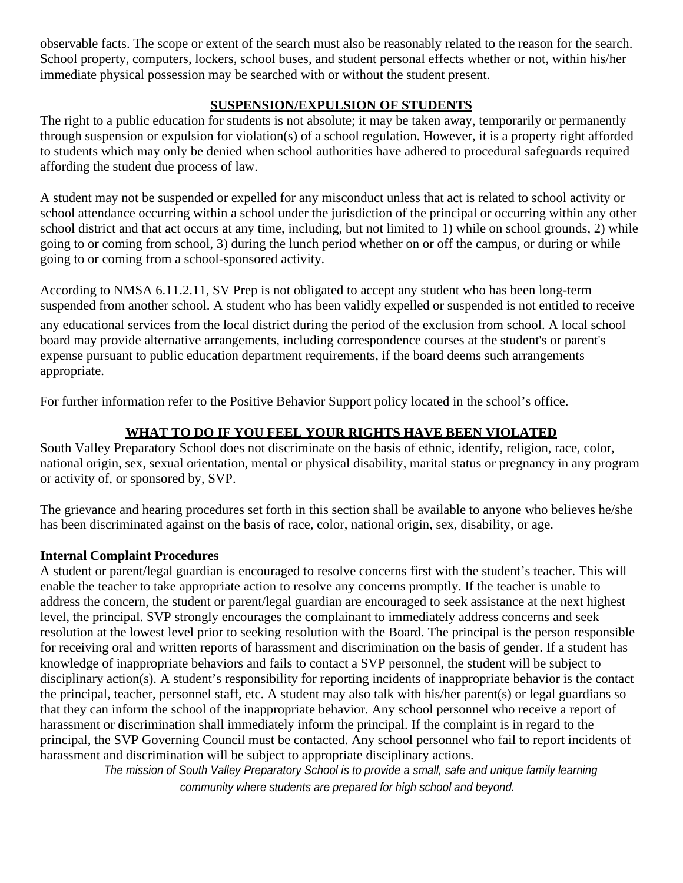observable facts. The scope or extent of the search must also be reasonably related to the reason for the search. School property, computers, lockers, school buses, and student personal effects whether or not, within his/her immediate physical possession may be searched with or without the student present.

## SUSPENSION/EXPULSION OF STUDENTS

The right to a public education for students is not absolute; it may be taken away, temporarily or permanently through suspension or expulsion for violation(s) of a school regulation. However, it is a property right afforded to students which may only be denied when school authorities have adhered to procedural safeguards required affording the student due process of law.

A student may not be suspended or expelled for any misconduct unless that act is related to school activity or school attendance occurring within a school under the jurisdiction of the principal or occurring within any other school district and that act occurs at any time, including, but not limited to 1) while on school grounds, 2) while going to or coming from school, 3) during the lunch period whether on or off the campus, or during or while going to or coming from a school-sponsored activity.

According to NMSA 6.11.2.11, SV Prep is not obligated to accept any student who has been long-term suspended from another school. A student who has been validly expelled or suspended is not entitled to receive any educational services from the local district during the period of the exclusion from school. A local school board may provide alternative arrangements, including correspondence courses at the student's or parent's expense pursuant to public education department requirements, if the board deems such arrangements appropriate.

For further information refer to the Positive Behavior Support policy located in the school's office.

## WHAT TO DO IF YOU FEEL YOUR RIGHTS HAVE BEEN VIOLATED

South Valley Preparatory School does not discriminate on the basis of ethnic, identify, religion, race, color, national origin, sex, sexual orientation, mental or physical disability, marital status or pregnancy in any program or activity of, or sponsored by, SVP.

The grievance and hearing procedures set forth in this section shall be available to anyone who believes he/she has been discriminated against on the basis of race, color, national origin, sex, disability, or age.

**Internal Complaint Procedures**

A student or parent/legal guardian is encouraged to resolve concerns first with the student's teacher. This will enable the teacher to take appropriate action to resolve any concerns promptly. If the teacher is unable to address the concern, the student or parent/legal guardian are encouraged to seek assistance at the next highest level, the principal. SVP strongly encourages the complainant to immediately address concerns and seek resolution at the lowest level prior to seeking resolution with the Board. The principal is the person responsible for receiving oral and written reports of harassment and discrimination on the basis of gender. If a student has knowledge of inappropriate behaviors and fails to contact a SVP personnel, the student will be subject to disciplinary action(s). A student's responsibility for reporting incidents of inappropriate behavior is the contact the principal, teacher, personnel staff, etc. A student may also talk with his/her parent(s) or legal guardians so that they can inform the school of the inappropriate behavior. Any school personnel who receive a report of harassment or discrimination shall immediately inform the principal. If the complaint is in regard to the principal, the SVP Governing Council must be contacted. Any school personnel who fail to report incidents of harassment and discrimination will be subject to appropriate disciplinary actions.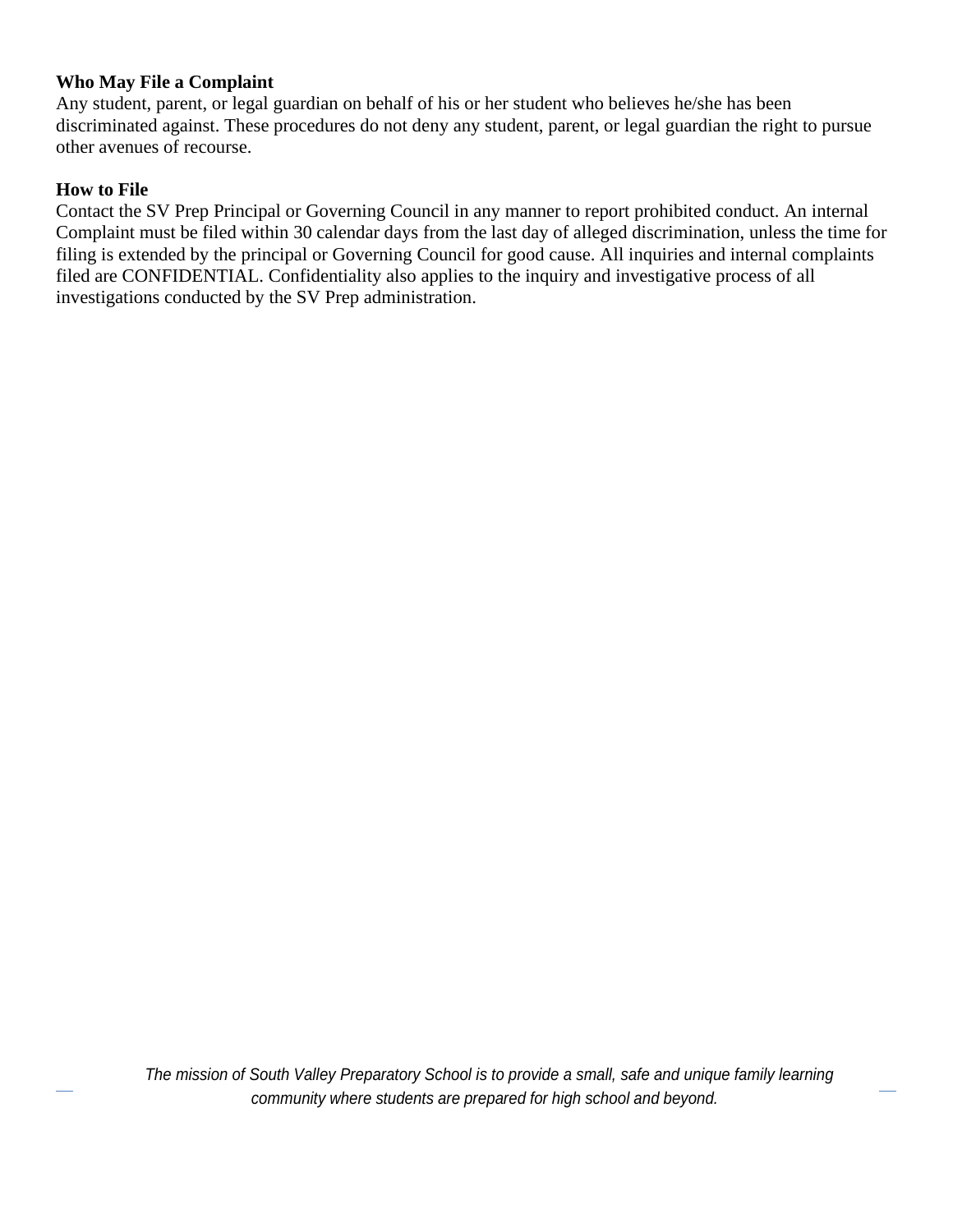**Who May File a Complaint**

Any student, parent, or legal guardian on behalf of his or her student who believes he/she has been discriminated against. These procedures do not deny any student, parent, or legal guardian the right to pursue other avenues of recourse.

**How to File**

Contact the SV Prep Principal or Governing Council in any manner to report prohibited conduct. An internal Complaint must be filed within 30 calendar days from the last day of alleged discrimination, unless the time for filing is extended by the principal or Governing Council for good cause. All inquiries and internal complaints filed are CONFIDENTIAL. Confidentiality also applies to the inquiry and investigative process of all investigations conducted by the SV Prep administration.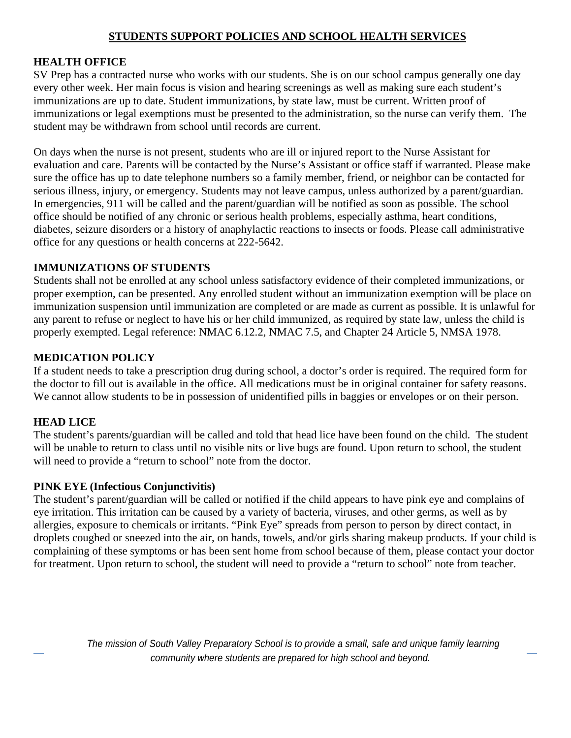## STUDENTS SUPPORT POLICIES AND SCHOOL HEALTH SERVICES

### HEALTH OFFICE

SV Prep has a contracted nurse who works with our students. She is on our school campus generally one day every other week. Her main focus is vision and hearing screenings as well as making sure each student's immunizations are up to date. Student immunizations, by state law, must be current. Written proof of immunizations or legal exemptions must be presented to the administration, so the nurse can verify them. The student may be withdrawn from school until records are current.

On days when the nurse is not present, students who are ill or injured report to the Nurse Assistant for evaluation and care. Parents will be contacted by the Nurse's Assistant or office staff if warranted. Please make sure the office has up to date telephone numbers so a family member, friend, or neighbor can be contacted for serious illness, injury, or emergency. Students may not leave campus, unless authorized by a parent/guardian. In emergencies, 911 will be called and the parent/guardian will be notified as soon as possible. The school office should be notified of any chronic or serious health problems, especially asthma, heart conditions, diabetes, seizure disorders or a history of anaphylactic reactions to insects or foods. Please call administrative office for any questions or health concerns at 222-5642.

### IMMUNIZATIONS OF STUDENTS

Students shall not be enrolled at any school unless satisfactory evidence of their completed immunizations, or proper exemption, can be presented. Any enrolled student without an immunization exemption will be place on immunization suspension until immunization are completed or are made as current as possible. It is unlawful for any parent to refuse or neglect to have his or her child immunized, as required by state law, unless the child is properly exempted. Legal reference: NMAC 6.12.2, NMAC 7.5, and Chapter 24 Article 5, NMSA 1978.

### MEDICATION POLICY

If a student needs to take a prescription drug during school, a doctor's order is required. The required form for the doctor to fill out is available in the office. All medications must be in original container for safety reasons. We cannot allow students to be in possession of unidentified pills in baggies or envelopes or on their person.

### HEAD LICE

The student's parents/guardian will be called and told that head lice have been found on the child. The student will be unable to return to class until no visible nits or live bugs are found. Upon return to school, the student will need to provide a "return to school" note from the doctor.

### PINK EYE (Infectious Conjunctivitis)

The student's parent/guardian will be called or notified if the child appears to have pink eye and complains of eye irritation. This irritation can be caused by a variety of bacteria, viruses, and other germs, as well as by allergies, exposure to chemicals or irritants. "Pink Eye" spreads from person to person by direct contact, in droplets coughed or sneezed into the air, on hands, towels, and/or girls sharing makeup products. If your child is complaining of these symptoms or has been sent home from school because of them, please contact your doctor for treatment. Upon return to school, the student will need to provide a "return to school" note from teacher.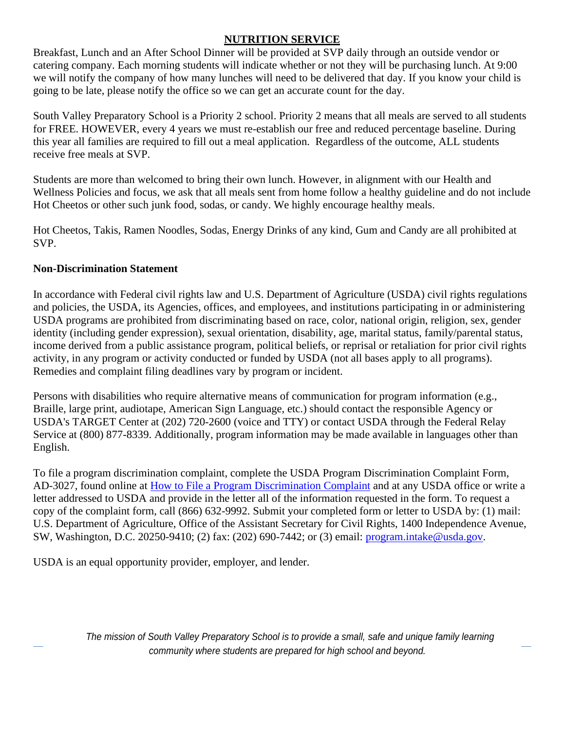## NUTRITION SERVICE

Breakfast, Lunch and an After School Dinner will be provided at SVP daily through an outside vendor or catering company. Each morning students will indicate whether or not they will be purchasing lunch. At 9:00 we will notify the company of how many lunches will need to be delivered that day. If you know your child is going to be late, please notify the office so we can get an accurate count for the day.

South Valley Preparatory School is a Priority 2 school. Priority 2 means that all meals are served to all students for FREE. HOWEVER, every 4 years we must re-establish our free and reduced percentage baseline. During this year all families are required to fill out a meal application. Regardless of the outcome, ALL students receive free meals at SVP.

Students are more than welcomed to bring their own lunch. However, in alignment with our Health and Wellness Policies and focus, we ask that all meals sent from home follow a healthy guideline and do not include Hot Cheetos or other such junk food, sodas, or candy. We highly encourage healthy meals.

Hot Cheetos, Takis, Ramen Noodles, Sodas, Energy Drinks of any kind, Gum and Candy are all prohibited at SVP.

**Non-Discrimination Statement**

In accordance with Federal civil rights law and U.S. Department of Agriculture (USDA) civil rights regulations and policies, the USDA, its Agencies, offices, and employees, and institutions participating in or administering USDA programs are prohibited from discriminating based on race, color, national origin, religion, sex, gender identity (including gender expression), sexual orientation, disability, age, marital status, family/parental status, income derived from a public assistance program, political beliefs, or reprisal or retaliation for prior civil rights activity, in any program or activity conducted or funded by USDA (not all bases apply to all programs). Remedies and complaint filing deadlines vary by program or incident.

Persons with disabilities who require alternative means of communication for program information (e.g., Braille, large print, audiotape, American Sign Language, etc.) should contact the responsible Agency or USDA's TARGET Center at (202) 720-2600 (voice and TTY) or contact USDA through the Federal Relay Service at (800) 877-8339. Additionally, program information may be made available in languages other than English.

To file a program discrimination complaint, complete the USDA Program Discrimination Complaint Form, AD-3027, found online at [How to File a Program Discrimination Complaint]() and at any USDA office or write a letter addressed to USDA and provide in the letter all of the information requested in the form. To request a copy of the complaint form, call (866) 632-9992. Submit your completed form or letter to USDA by: (1) mail: U.S. Department of Agriculture, Office of the Assistant Secretary for Civil Rights, 1400 Independence Avenue, SW, Washington, D.C. 20250-9410; (2) fax: (202) 690-7442; or (3) email: program.intake@usda.gov.

USDA is an equal opportunity provider, employer, and lender.

*The mission of South Valley Preparatory School is to provide a small, safe and unique family learning community where students are prepared for high school and beyond.*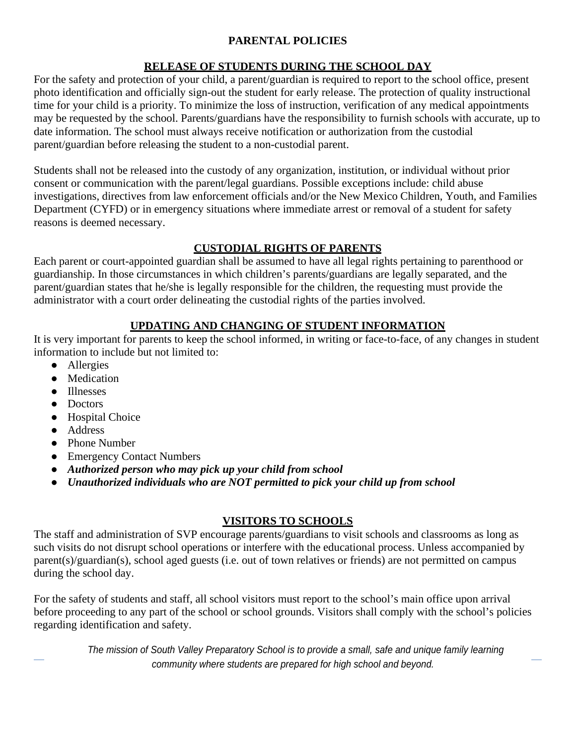# PARENTAL POLICIES

## RELEASE OF STUDENTS DURING THE SCHOOL DAY

For the safety and protection of your child, a parent/guardian is required to report to the school office, present photo identification and officially sign-out the student for early release. The protection of quality instructional time for your child is a priority. To minimize the loss of instruction, verification of any medical appointments may be requested by the school. Parents/guardians have the responsibility to furnish schools with accurate, up to date information. The school must always receive notification or authorization from the custodial parent/guardian before releasing the student to a non-custodial parent.

Students shall not be released into the custody of any organization, institution, or individual without prior consent or communication with the parent/legal guardians. Possible exceptions include: child abuse investigations, directives from law enforcement officials and/or the New Mexico Children, Youth, and Families Department (CYFD) or in emergency situations where immediate arrest or removal of a student for safety reasons is deemed necessary.

## CUSTODIAL RIGHTS OF PARENTS

Each parent or court-appointed guardian shall be assumed to have all legal rights pertaining to parenthood or guardianship. In those circumstances in which children's parents/guardians are legally separated, and the parent/guardian states that he/she is legally responsible for the children, the requesting must provide the administrator with a court order delineating the custodial rights of the parties involved.

## UPDATING AND CHANGING OF STUDENT INFORMATION

It is very important for parents to keep the school informed, in writing or face-to-face, of any changes in student information to include but not limited to:

- Allergies
- Medication
- Illnesses
- Doctors
- Hospital Choice
- Address
- Phone Number
- Emergency Contact Numbers
- ***Authorized person who may pick up your child from school***
- ***Unauthorized individuals who are NOT permitted to pick your child up from school***

## VISITORS TO SCHOOLS

The staff and administration of SVP encourage parents/guardians to visit schools and classrooms as long as such visits do not disrupt school operations or interfere with the educational process. Unless accompanied by parent(s)/guardian(s), school aged guests (i.e. out of town relatives or friends) are not permitted on campus during the school day.

For the safety of students and staff, all school visitors must report to the school's main office upon arrival before proceeding to any part of the school or school grounds. Visitors shall comply with the school's policies regarding identification and safety.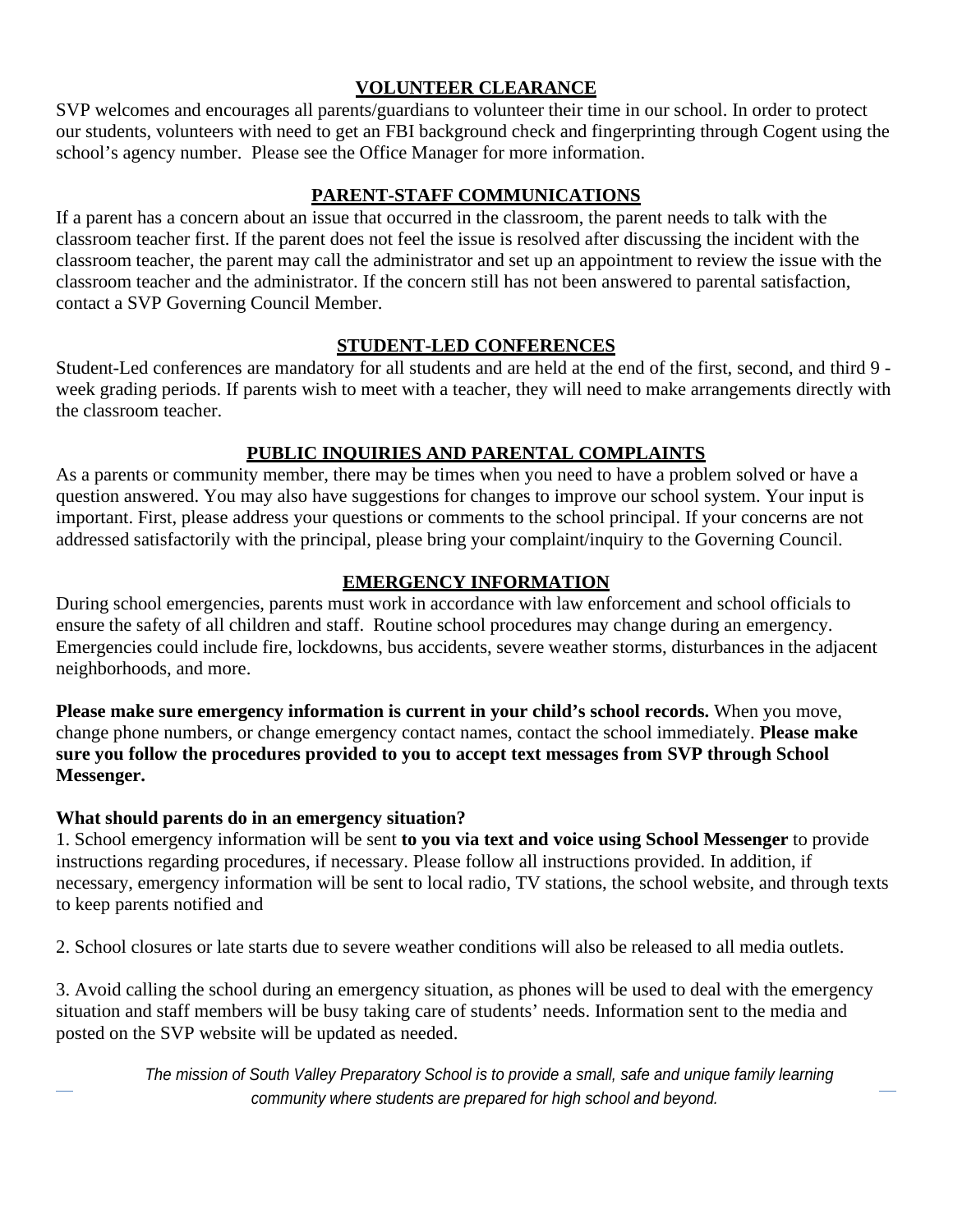## VOLUNTEER CLEARANCE

SVP welcomes and encourages all parents/guardians to volunteer their time in our school. In order to protect our students, volunteers with need to get an FBI background check and fingerprinting through Cogent using the school's agency number. Please see the Office Manager for more information.

## PARENT-STAFF COMMUNICATIONS

If a parent has a concern about an issue that occurred in the classroom, the parent needs to talk with the classroom teacher first. If the parent does not feel the issue is resolved after discussing the incident with the classroom teacher, the parent may call the administrator and set up an appointment to review the issue with the classroom teacher and the administrator. If the concern still has not been answered to parental satisfaction, contact a SVP Governing Council Member.

## STUDENT-LED CONFERENCES

Student-Led conferences are mandatory for all students and are held at the end of the first, second, and third 9 - week grading periods. If parents wish to meet with a teacher, they will need to make arrangements directly with the classroom teacher.

## PUBLIC INQUIRIES AND PARENTAL COMPLAINTS

As a parents or community member, there may be times when you need to have a problem solved or have a question answered. You may also have suggestions for changes to improve our school system. Your input is important. First, please address your questions or comments to the school principal. If your concerns are not addressed satisfactorily with the principal, please bring your complaint/inquiry to the Governing Council.

## EMERGENCY INFORMATION

During school emergencies, parents must work in accordance with law enforcement and school officials to ensure the safety of all children and staff. Routine school procedures may change during an emergency. Emergencies could include fire, lockdowns, bus accidents, severe weather storms, disturbances in the adjacent neighborhoods, and more.

**Please make sure emergency information is current in your child's school records.** When you move, change phone numbers, or change emergency contact names, contact the school immediately. **Please make sure you follow the procedures provided to you to accept text messages from SVP through School Messenger.**

**What should parents do in an emergency situation?**

1. School emergency information will be sent **to you via text and voice using School Messenger** to provide instructions regarding procedures, if necessary. Please follow all instructions provided. In addition, if necessary, emergency information will be sent to local radio, TV stations, the school website, and through texts to keep parents notified and

2. School closures or late starts due to severe weather conditions will also be released to all media outlets.

3. Avoid calling the school during an emergency situation, as phones will be used to deal with the emergency situation and staff members will be busy taking care of students' needs. Information sent to the media and posted on the SVP website will be updated as needed.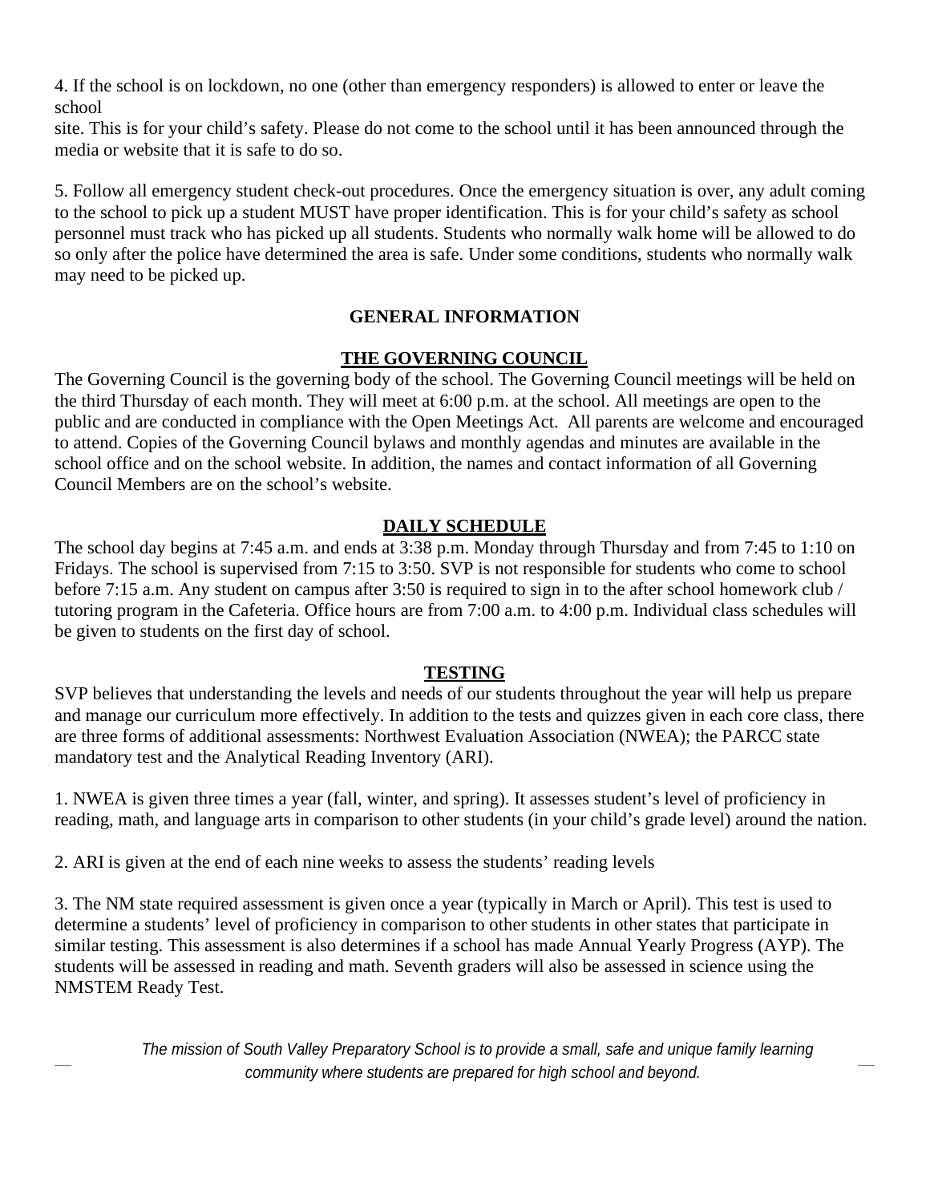4. If the school is on lockdown, no one (other than emergency responders) is allowed to enter or leave the school site. This is for your child's safety. Please do not come to the school until it has been announced through the media or website that it is safe to do so.

5. Follow all emergency student check-out procedures. Once the emergency situation is over, any adult coming to the school to pick up a student MUST have proper identification. This is for your child's safety as school personnel must track who has picked up all students. Students who normally walk home will be allowed to do so only after the police have determined the area is safe. Under some conditions, students who normally walk may need to be picked up.

## GENERAL INFORMATION

### THE GOVERNING COUNCIL

The Governing Council is the governing body of the school. The Governing Council meetings will be held on the third Thursday of each month. They will meet at 6:00 p.m. at the school. All meetings are open to the public and are conducted in compliance with the Open Meetings Act. All parents are welcome and encouraged to attend. Copies of the Governing Council bylaws and monthly agendas and minutes are available in the school office and on the school website. In addition, the names and contact information of all Governing Council Members are on the school's website.

### DAILY SCHEDULE

The school day begins at 7:45 a.m. and ends at 3:38 p.m. Monday through Thursday and from 7:45 to 1:10 on Fridays. The school is supervised from 7:15 to 3:50. SVP is not responsible for students who come to school before 7:15 a.m. Any student on campus after 3:50 is required to sign in to the after school homework club / tutoring program in the Cafeteria. Office hours are from 7:00 a.m. to 4:00 p.m. Individual class schedules will be given to students on the first day of school.

### TESTING

SVP believes that understanding the levels and needs of our students throughout the year will help us prepare and manage our curriculum more effectively. In addition to the tests and quizzes given in each core class, there are three forms of additional assessments: Northwest Evaluation Association (NWEA); the PARCC state mandatory test and the Analytical Reading Inventory (ARI).

1. NWEA is given three times a year (fall, winter, and spring). It assesses student's level of proficiency in reading, math, and language arts in comparison to other students (in your child's grade level) around the nation.

2. ARI is given at the end of each nine weeks to assess the students' reading levels

3. The NM state required assessment is given once a year (typically in March or April). This test is used to determine a students' level of proficiency in comparison to other students in other states that participate in similar testing. This assessment is also determines if a school has made Annual Yearly Progress (AYP). The students will be assessed in reading and math. Seventh graders will also be assessed in science using the NMSTEM Ready Test.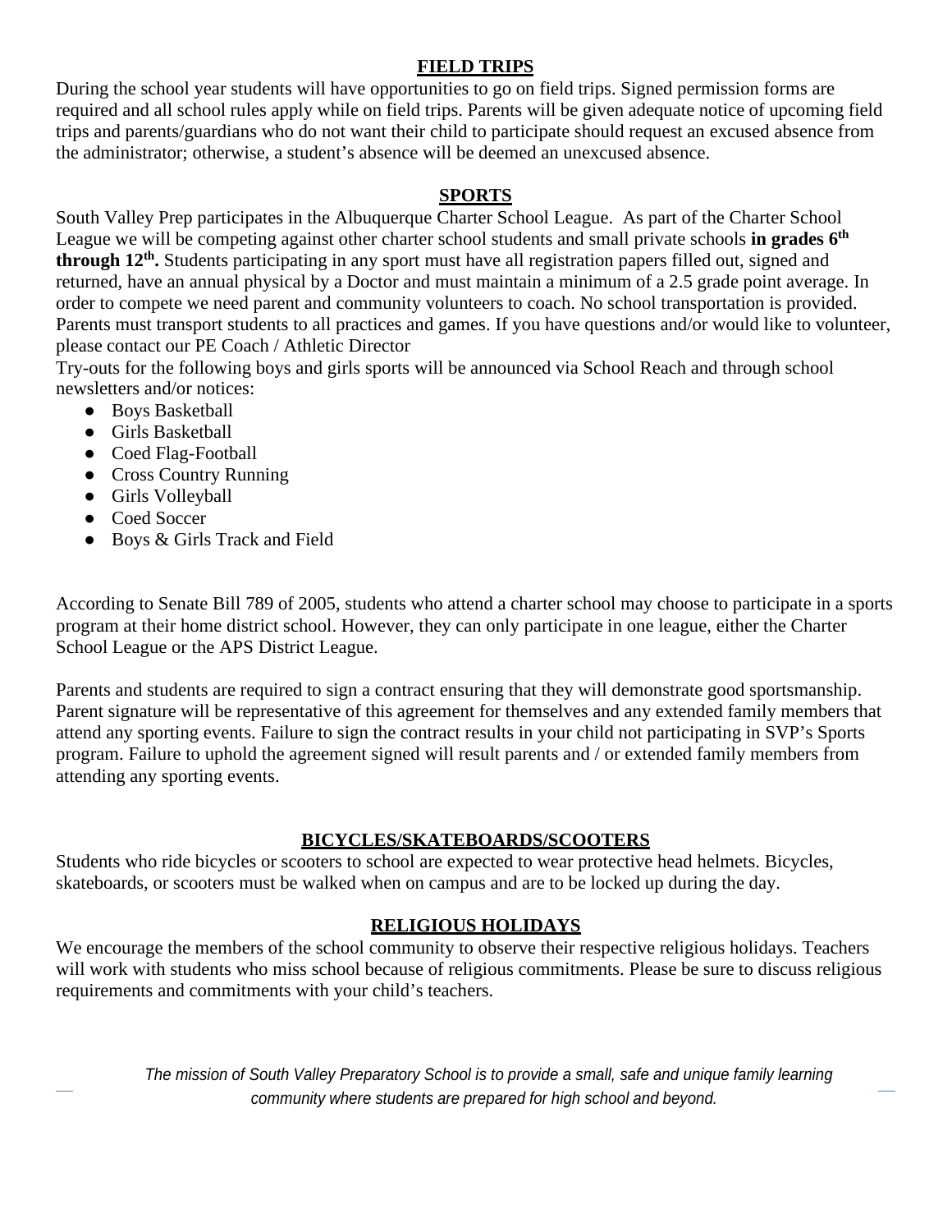## FIELD TRIPS

During the school year students will have opportunities to go on field trips. Signed permission forms are required and all school rules apply while on field trips. Parents will be given adequate notice of upcoming field trips and parents/guardians who do not want their child to participate should request an excused absence from the administrator; otherwise, a student's absence will be deemed an unexcused absence.

## SPORTS

South Valley Prep participates in the Albuquerque Charter School League. As part of the Charter School League we will be competing against other charter school students and small private schools **in grades 6th through 12th.** Students participating in any sport must have all registration papers filled out, signed and returned, have an annual physical by a Doctor and must maintain a minimum of a 2.5 grade point average. In order to compete we need parent and community volunteers to coach. No school transportation is provided. Parents must transport students to all practices and games. If you have questions and/or would like to volunteer, please contact our PE Coach / Athletic Director

Try-outs for the following boys and girls sports will be announced via School Reach and through school newsletters and/or notices:

- Boys Basketball
- Girls Basketball
- Coed Flag-Football
- Cross Country Running
- Girls Volleyball
- Coed Soccer
- Boys & Girls Track and Field

According to Senate Bill 789 of 2005, students who attend a charter school may choose to participate in a sports program at their home district school. However, they can only participate in one league, either the Charter School League or the APS District League.

Parents and students are required to sign a contract ensuring that they will demonstrate good sportsmanship. Parent signature will be representative of this agreement for themselves and any extended family members that attend any sporting events. Failure to sign the contract results in your child not participating in SVP's Sports program. Failure to uphold the agreement signed will result parents and / or extended family members from attending any sporting events.

## BICYCLES/SKATEBOARDS/SCOOTERS

Students who ride bicycles or scooters to school are expected to wear protective head helmets. Bicycles, skateboards, or scooters must be walked when on campus and are to be locked up during the day.

## RELIGIOUS HOLIDAYS

We encourage the members of the school community to observe their respective religious holidays. Teachers will work with students who miss school because of religious commitments. Please be sure to discuss religious requirements and commitments with your child's teachers.

*The mission of South Valley Preparatory School is to provide a small, safe and unique family learning community where students are prepared for high school and beyond.*